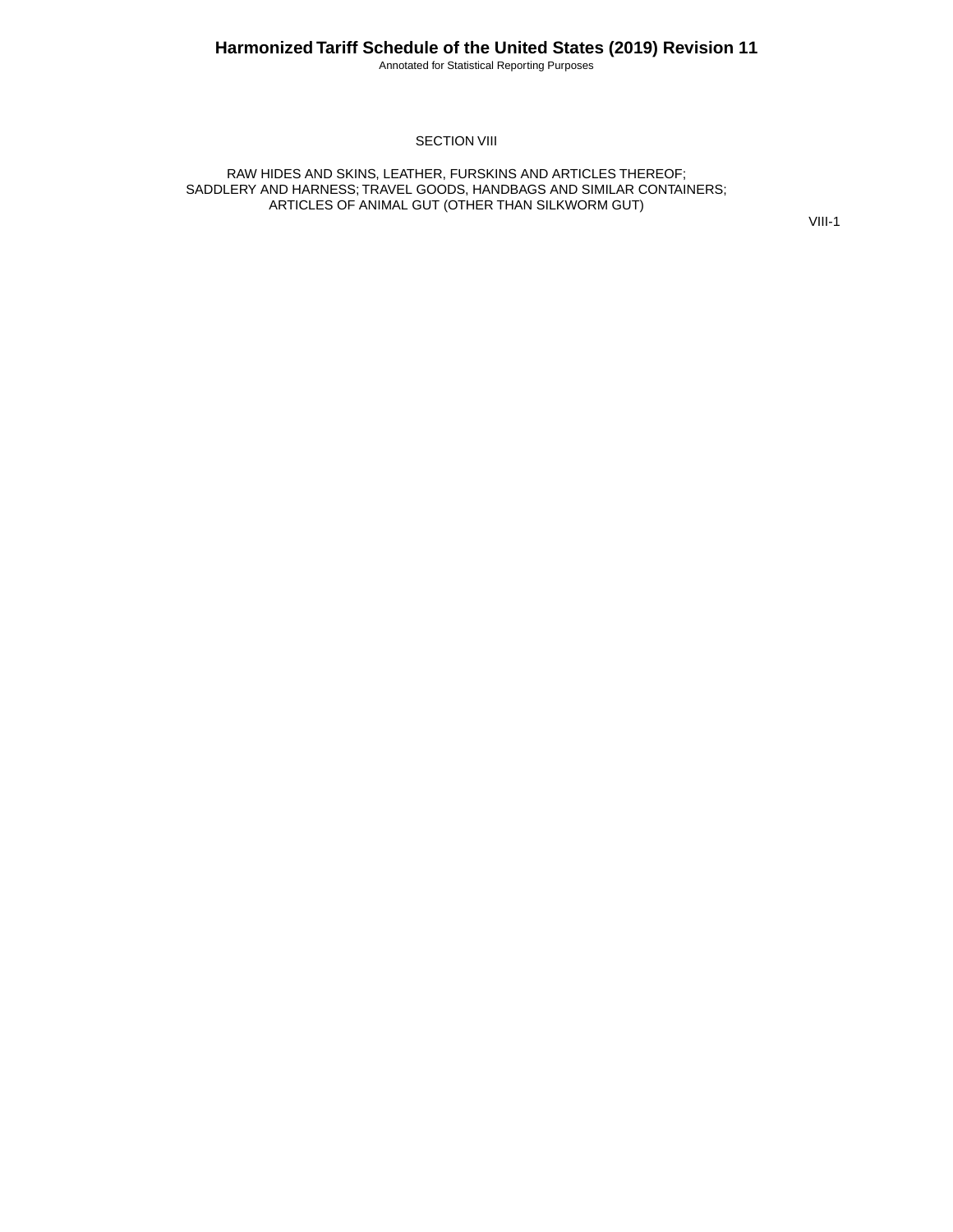# SECTION VIII

## RAW HIDES AND SKINS, LEATHER, FURSKINS AND ARTICLES THEREOF; SADDLERY AND HARNESS; TRAVEL GOODS, HANDBAGS AND SIMILAR CONTAINERS; ARTICLES OF ANIMAL GUT (OTHER THAN SILKWORM GUT)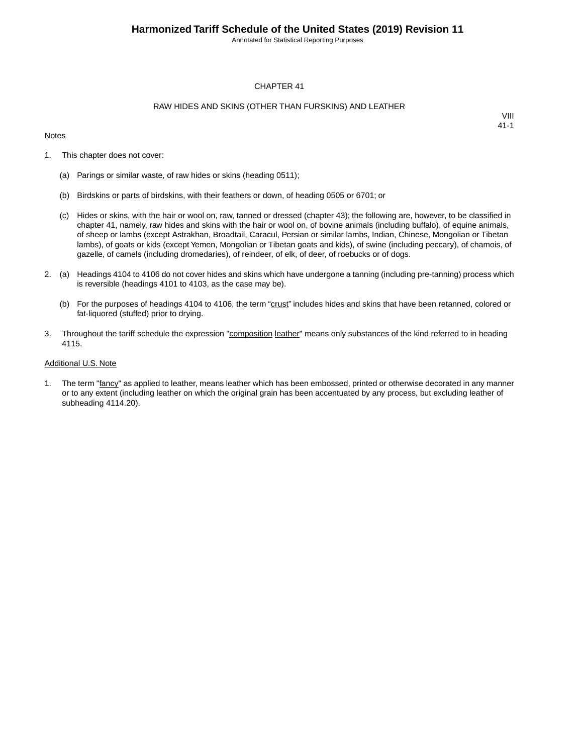# CHAPTER 41

## RAW HIDES AND SKINS (OTHER THAN FURSKINS) AND LEATHER

VIII
41-1

Notes

1. This chapter does not cover:

   (a) Parings or similar waste, of raw hides or skins (heading 0511);

   (b) Birdskins or parts of birdskins, with their feathers or down, of heading 0505 or 6701; or

   (c) Hides or skins, with the hair or wool on, raw, tanned or dressed (chapter 43); the following are, however, to be classified in chapter 41, namely, raw hides and skins with the hair or wool on, of bovine animals (including buffalo), of equine animals, of sheep or lambs (except Astrakhan, Broadtail, Caracul, Persian or similar lambs, Indian, Chinese, Mongolian or Tibetan lambs), of goats or kids (except Yemen, Mongolian or Tibetan goats and kids), of swine (including peccary), of chamois, of gazelle, of camels (including dromedaries), of reindeer, of elk, of deer, of roebucks or of dogs.

2. (a) Headings 4104 to 4106 do not cover hides and skins which have undergone a tanning (including pre-tanning) process which is reversible (headings 4101 to 4103, as the case may be).

   (b) For the purposes of headings 4104 to 4106, the term "crust" includes hides and skins that have been retanned, colored or fat-liquored (stuffed) prior to drying.

3. Throughout the tariff schedule the expression "composition leather" means only substances of the kind referred to in heading 4115.

Additional U.S. Note

1. The term "fancy" as applied to leather, means leather which has been embossed, printed or otherwise decorated in any manner or to any extent (including leather on which the original grain has been accentuated by any process, but excluding leather of subheading 4114.20).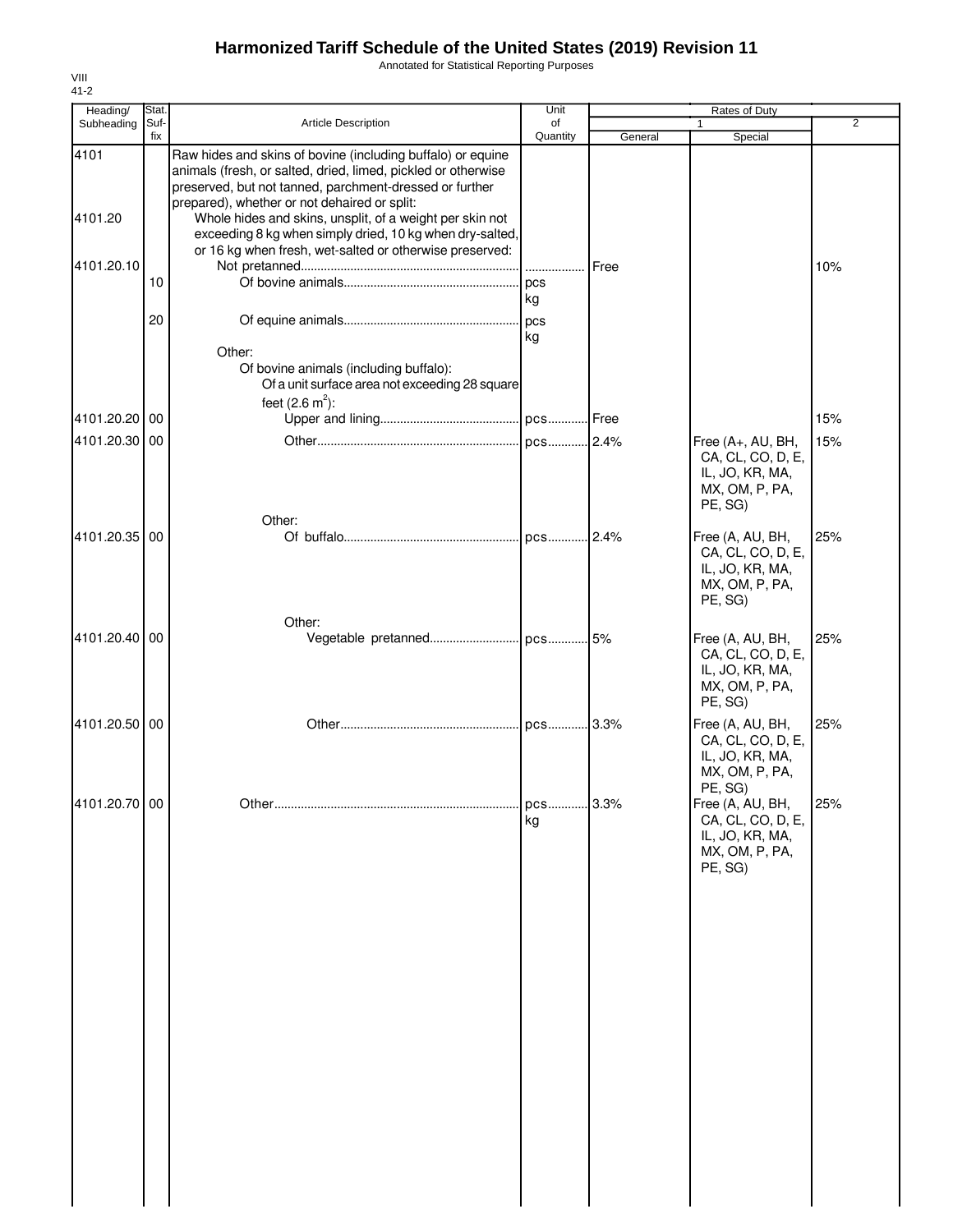# Harmonized Tariff Schedule of the United States (2019) Revision 11

Annotated for Statistical Reporting Purposes

VIII
41-2

| Heading/ Subheading | Stat. Suf- fix | Article Description | Unit of Quantity | Rates of Duty 1 General | Special | 2 |
|---|---|---|---|---|---|---|
| 4101 | | Raw hides and skins of bovine (including buffalo) or equine animals (fresh, or salted, dried, limed, pickled or otherwise preserved, but not tanned, parchment-dressed or further prepared), whether or not dehaired or split: | | | | |
| 4101.20 | | Whole hides and skins, unsplit, of a weight per skin not exceeding 8 kg when simply dried, 10 kg when dry-salted, or 16 kg when fresh, wet-salted or otherwise preserved: | | | | |
| 4101.20.10 | | Not pretanned | | Free | | 10% |
| | 10 | Of bovine animals | pcs kg | | | |
| | 20 | Of equine animals | pcs kg | | | |
| | | Other: | | | | |
| | | Of bovine animals (including buffalo): | | | | |
| | | Of a unit surface area not exceeding 28 square feet ($2.6 m^2$): | | | | |
| 4101.20.20 | 00 | Upper and lining | pcs | Free | | 15% |
| 4101.20.30 | 00 | Other | pcs | 2.4% | Free (A+, AU, BH, CA, CL, CO, D, E, IL, JO, KR, MA, MX, OM, P, PA, PE, SG) | 15% |
| | | Other: | | | | |
| 4101.20.35 | 00 | Of buffalo | pcs | 2.4% | Free (A, AU, BH, CA, CL, CO, D, E, IL, JO, KR, MA, MX, OM, P, PA, PE, SG) | 25% |
| | | Other: | | | | |
| 4101.20.40 | 00 | Vegetable pretanned | pcs | 5% | Free (A, AU, BH, CA, CL, CO, D, E, IL, JO, KR, MA, MX, OM, P, PA, PE, SG) | 25% |
| 4101.20.50 | 00 | Other | pcs | 3.3% | Free (A, AU, BH, CA, CL, CO, D, E, IL, JO, KR, MA, MX, OM, P, PA, PE, SG) | 25% |
| 4101.20.70 | 00 | Other | pcs kg | 3.3% | Free (A, AU, BH, CA, CL, CO, D, E, IL, JO, KR, MA, MX, OM, P, PA, PE, SG) | 25% |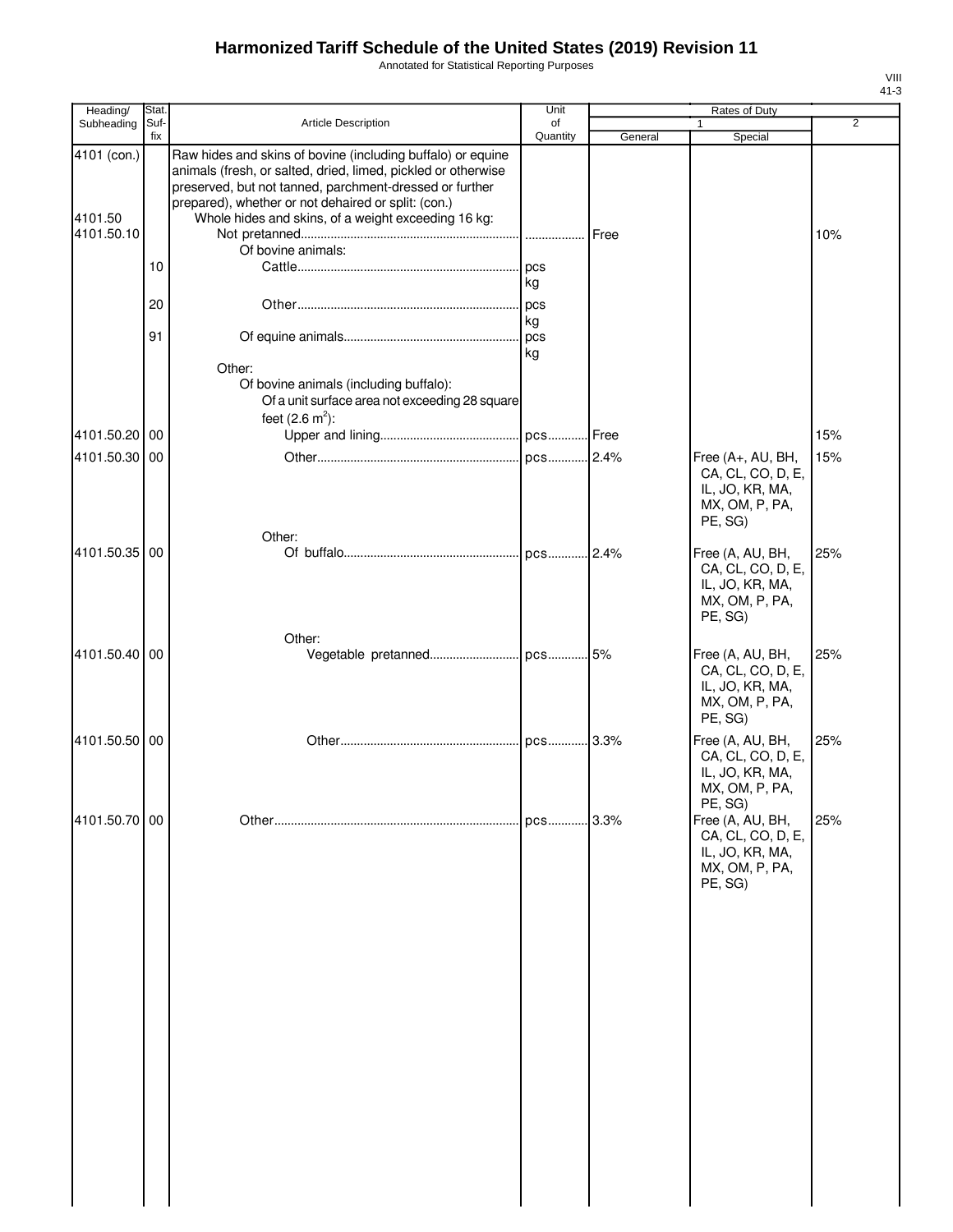# Harmonized Tariff Schedule of the United States (2019) Revision 11

Annotated for Statistical Reporting Purposes

VIII
41-3

| Heading/ Subheading | Stat. Suf- fix | Article Description | Unit of Quantity | Rates of Duty 1 General | Special | 2 |
|---|---|---|---|---|---|---|
| 4101 (con.) | | Raw hides and skins of bovine (including buffalo) or equine animals (fresh, or salted, dried, limed, pickled or otherwise preserved, but not tanned, parchment-dressed or further prepared), whether or not dehaired or split: (con.) | | | | |
| 4101.50 | | Whole hides and skins, of a weight exceeding 16 kg: | | | | |
| 4101.50.10 | | Not pretanned | | Free | | 10% |
| | | Of bovine animals: | | | | |
| | 10 | Cattle | pcs kg | | | |
| | 20 | Other | pcs kg | | | |
| | 91 | Of equine animals | pcs kg | | | |
| | | Other: | | | | |
| | | Of bovine animals (including buffalo): | | | | |
| | | Of a unit surface area not exceeding 28 square feet (2.6 $m^2$): | | | | |
| 4101.50.20 | 00 | Upper and lining | pcs | Free | | 15% |
| 4101.50.30 | 00 | Other | pcs | 2.4% | Free (A+, AU, BH, CA, CL, CO, D, E, IL, JO, KR, MA, MX, OM, P, PA, PE, SG) | 15% |
| | | Other: | | | | |
| 4101.50.35 | 00 | Of buffalo | pcs | 2.4% | Free (A, AU, BH, CA, CL, CO, D, E, IL, JO, KR, MA, MX, OM, P, PA, PE, SG) | 25% |
| | | Other: | | | | |
| 4101.50.40 | 00 | Vegetable pretanned | pcs | 5% | Free (A, AU, BH, CA, CL, CO, D, E, IL, JO, KR, MA, MX, OM, P, PA, PE, SG) | 25% |
| 4101.50.50 | 00 | Other | pcs | 3.3% | Free (A, AU, BH, CA, CL, CO, D, E, IL, JO, KR, MA, MX, OM, P, PA, PE, SG) | 25% |
| 4101.50.70 | 00 | Other | pcs | 3.3% | Free (A, AU, BH, CA, CL, CO, D, E, IL, JO, KR, MA, MX, OM, P, PA, PE, SG) | 25% |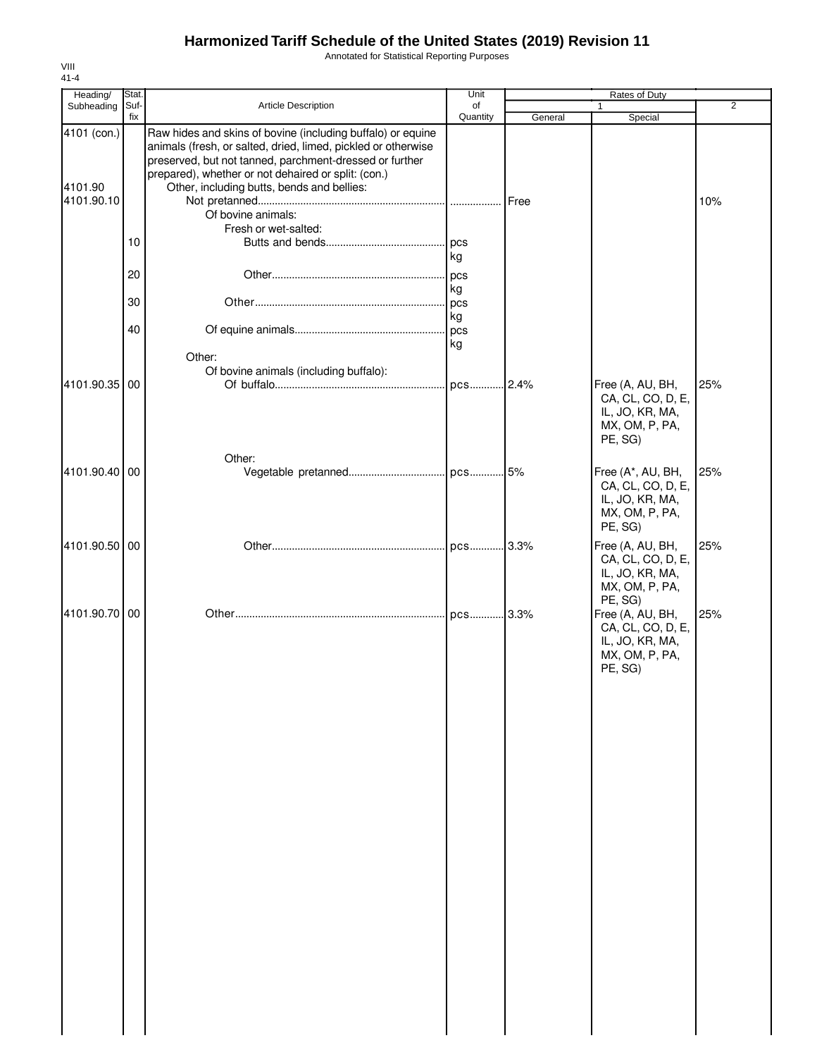# Harmonized Tariff Schedule of the United States (2019) Revision 11

Annotated for Statistical Reporting Purposes

VIII
41-4

| Heading/ Subheading | Stat. Suf- fix | Article Description | Unit of Quantity | Rates of Duty 1 General | Special | 2 |
|---|---|---|---|---|---|---|
| 4101 (con.) | | Raw hides and skins of bovine (including buffalo) or equine animals (fresh, or salted, dried, limed, pickled or otherwise preserved, but not tanned, parchment-dressed or further prepared), whether or not dehaired or split: (con.) | | | | |
| 4101.90 | | Other, including butts, bends and bellies: | | | | |
| 4101.90.10 | | Not pretanned | | Free | | 10% |
| | | Of bovine animals: | | | | |
| | | Fresh or wet-salted: | | | | |
| | 10 | Butts and bends | pcs kg | | | |
| | 20 | Other | pcs kg | | | |
| | 30 | Other | pcs kg | | | |
| | 40 | Of equine animals | pcs kg | | | |
| | | Other: | | | | |
| | | Of bovine animals (including buffalo): | | | | |
| 4101.90.35 | 00 | Of buffalo | pcs | 2.4% | Free (A, AU, BH, CA, CL, CO, D, E, IL, JO, KR, MA, MX, OM, P, PA, PE, SG) | 25% |
| | | Other: | | | | |
| 4101.90.40 | 00 | Vegetable pretanned | pcs | 5% | Free (A*, AU, BH, CA, CL, CO, D, E, IL, JO, KR, MA, MX, OM, P, PA, PE, SG) | 25% |
| 4101.90.50 | 00 | Other | pcs | 3.3% | Free (A, AU, BH, CA, CL, CO, D, E, IL, JO, KR, MA, MX, OM, P, PA, PE, SG) | 25% |
| 4101.90.70 | 00 | Other | pcs | 3.3% | Free (A, AU, BH, CA, CL, CO, D, E, IL, JO, KR, MA, MX, OM, P, PA, PE, SG) | 25% |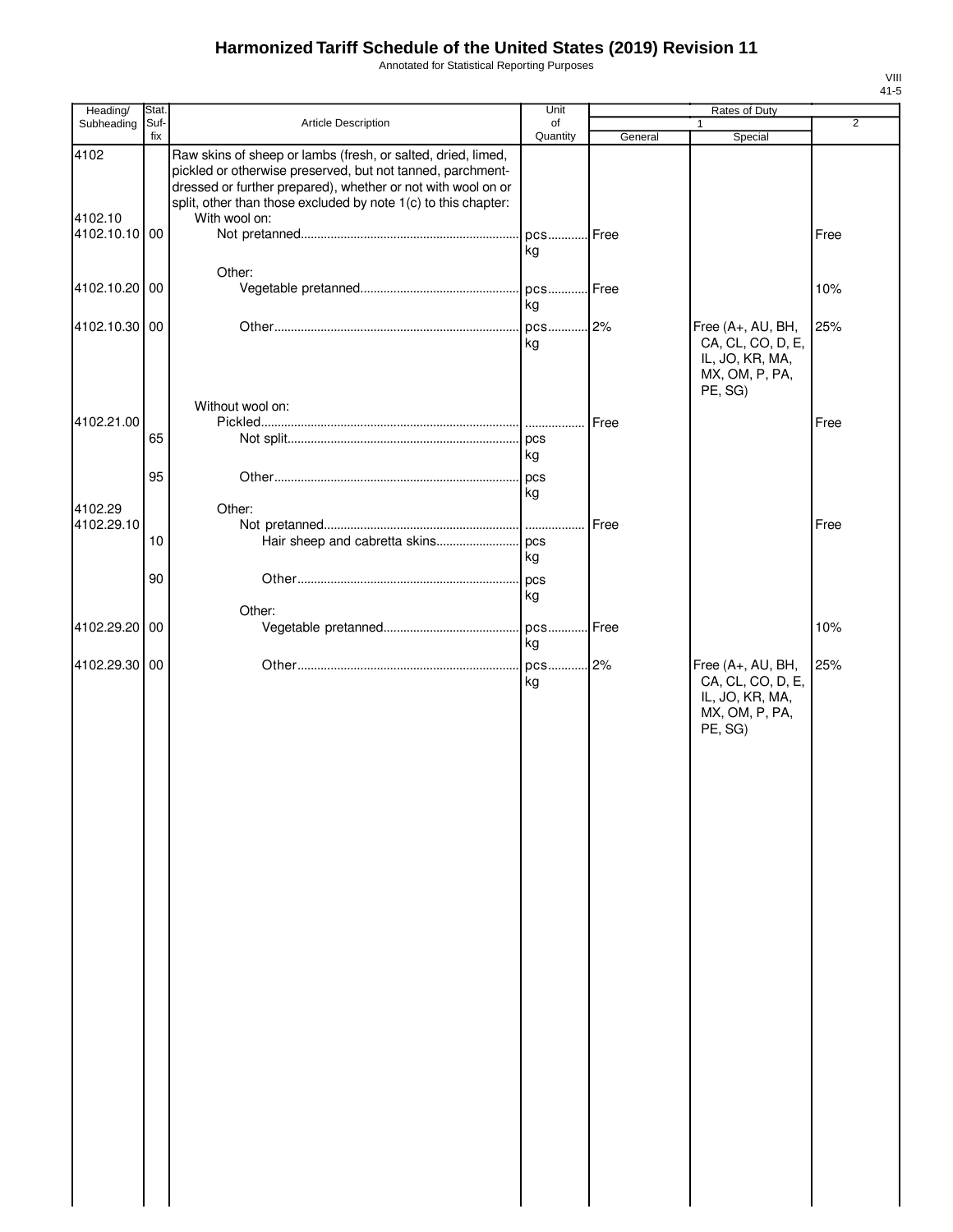# Harmonized Tariff Schedule of the United States (2019) Revision 11

Annotated for Statistical Reporting Purposes

VIII
41-5

| Heading/ Subheading | Stat. Suf-fix | Article Description | Unit of Quantity | Rates of Duty 1 General | Special | 2 |
|---|---|---|---|---|---|---|
| 4102 | | Raw skins of sheep or lambs (fresh, or salted, dried, limed, pickled or otherwise preserved, but not tanned, parchment-dressed or further prepared), whether or not with wool on or split, other than those excluded by note 1(c) to this chapter: | | | | |
| 4102.10 | | With wool on: | | | | |
| 4102.10.10 | 00 | Not pretanned | pcs kg | Free | | Free |
| | | Other: | | | | |
| 4102.10.20 | 00 | Vegetable pretanned | pcs kg | Free | | 10% |
| 4102.10.30 | 00 | Other | pcs kg | 2% | Free (A+, AU, BH, CA, CL, CO, D, E, IL, JO, KR, MA, MX, OM, P, PA, PE, SG) | 25% |
| | | Without wool on: | | | | |
| 4102.21.00 | | Pickled | | Free | | Free |
| | 65 | Not split | pcs kg | | | |
| | 95 | Other | pcs kg | | | |
| 4102.29 | | Other: | | | | |
| 4102.29.10 | | Not pretanned | | Free | | Free |
| | 10 | Hair sheep and cabretta skins | pcs kg | | | |
| | 90 | Other | pcs kg | | | |
| | | Other: | | | | |
| 4102.29.20 | 00 | Vegetable pretanned | pcs kg | Free | | 10% |
| 4102.29.30 | 00 | Other | pcs kg | 2% | Free (A+, AU, BH, CA, CL, CO, D, E, IL, JO, KR, MA, MX, OM, P, PA, PE, SG) | 25% |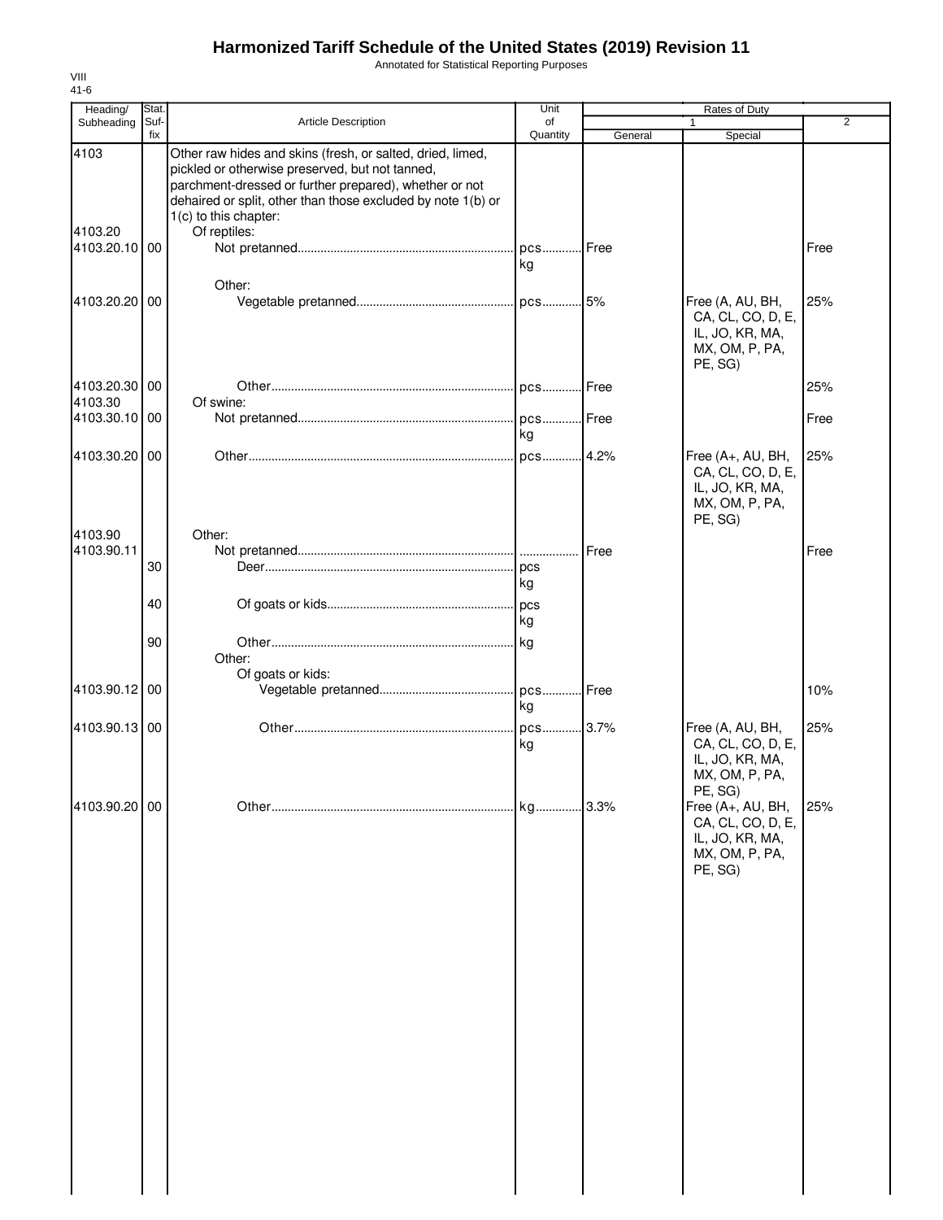# Harmonized Tariff Schedule of the United States (2019) Revision 11

Annotated for Statistical Reporting Purposes

VIII
41-6

| Heading/ Subheading | Stat. Suf- fix | Article Description | Unit of Quantity | Rates of Duty 1 General | Special | 2 |
|---|---|---|---|---|---|---|
| 4103 | | Other raw hides and skins (fresh, or salted, dried, limed, pickled or otherwise preserved, but not tanned, parchment-dressed or further prepared), whether or not dehaired or split, other than those excluded by note 1(b) or 1(c) to this chapter: | | | | |
| 4103.20 | | Of reptiles: | | | | |
| 4103.20.10 | 00 | Not pretanned | pcs kg | Free | | Free |
| | | Other: | | | | |
| 4103.20.20 | 00 | Vegetable pretanned | pcs | 5% | Free (A, AU, BH, CA, CL, CO, D, E, IL, JO, KR, MA, MX, OM, P, PA, PE, SG) | 25% |
| 4103.20.30 | 00 | Other | pcs | Free | | 25% |
| 4103.30 | | Of swine: | | | | |
| 4103.30.10 | 00 | Not pretanned | pcs kg | Free | | Free |
| 4103.30.20 | 00 | Other | pcs | 4.2% | Free (A+, AU, BH, CA, CL, CO, D, E, IL, JO, KR, MA, MX, OM, P, PA, PE, SG) | 25% |
| 4103.90 | | Other: | | | | |
| 4103.90.11 | | Not pretanned | | Free | | Free |
| | 30 | Deer | pcs kg | | | |
| | 40 | Of goats or kids | pcs kg | | | |
| | 90 | Other | kg | | | |
| | | Other: | | | | |
| | | Of goats or kids: | | | | |
| 4103.90.12 | 00 | Vegetable pretanned | pcs kg | Free | | 10% |
| 4103.90.13 | 00 | Other | pcs kg | 3.7% | Free (A, AU, BH, CA, CL, CO, D, E, IL, JO, KR, MA, MX, OM, P, PA, PE, SG) | 25% |
| 4103.90.20 | 00 | Other | kg | 3.3% | Free (A+, AU, BH, CA, CL, CO, D, E, IL, JO, KR, MA, MX, OM, P, PA, PE, SG) | 25% |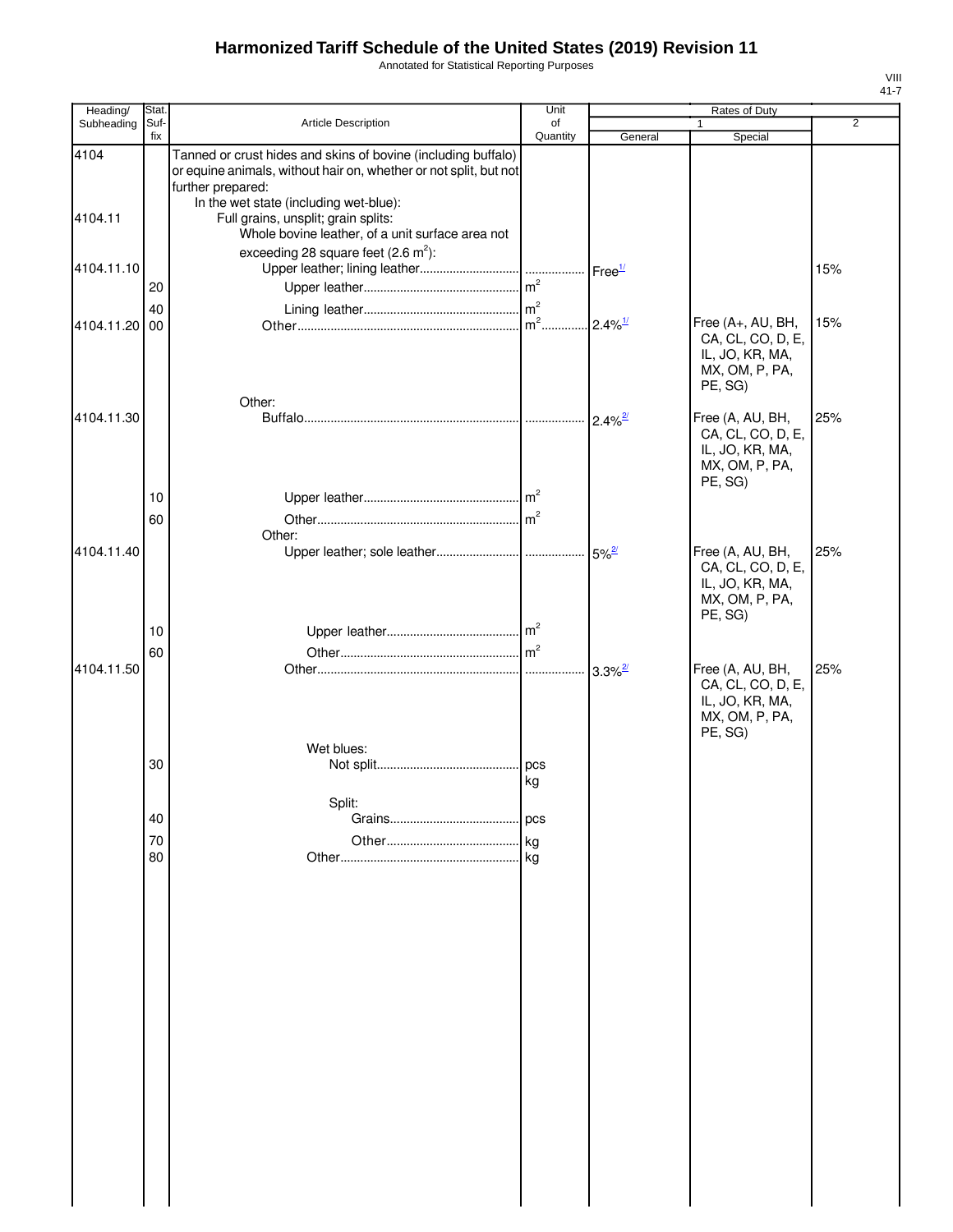# Harmonized Tariff Schedule of the United States (2019) Revision 11

Annotated for Statistical Reporting Purposes

VIII
41-7

| Heading/ Subheading | Stat. Suf- fix | Article Description | Unit of Quantity | Rates of Duty 1 General | Special | 2 |
|---|---|---|---|---|---|---|
| 4104 | | Tanned or crust hides and skins of bovine (including buffalo) or equine animals, without hair on, whether or not split, but not further prepared: | | | | |
| | | In the wet state (including wet-blue): | | | | |
| 4104.11 | | Full grains, unsplit; grain splits: | | | | |
| | | Whole bovine leather, of a unit surface area not exceeding 28 square feet (2.6 $m^2$): | | | | |
| 4104.11.10 | | Upper leather; lining leather | | Free[1/] | | 15% |
| | 20 | Upper leather | $m^2$ | | | |
| | 40 | Lining leather | $m^2$ | | | |
| 4104.11.20 | 00 | Other | $m^2$ | 2.4%[1/] | Free (A+, AU, BH, CA, CL, CO, D, E, IL, JO, KR, MA, MX, OM, P, PA, PE, SG) | 15% |
| | | Other: | | | | |
| 4104.11.30 | | Buffalo | | 2.4%[2/] | Free (A, AU, BH, CA, CL, CO, D, E, IL, JO, KR, MA, MX, OM, P, PA, PE, SG) | 25% |
| | 10 | Upper leather | $m^2$ | | | |
| | 60 | Other | $m^2$ | | | |
| | | Other: | | | | |
| 4104.11.40 | | Upper leather; sole leather | | 5%[2/] | Free (A, AU, BH, CA, CL, CO, D, E, IL, JO, KR, MA, MX, OM, P, PA, PE, SG) | 25% |
| | 10 | Upper leather | $m^2$ | | | |
| | 60 | Other | $m^2$ | | | |
| 4104.11.50 | | Other | | 3.3%[2/] | Free (A, AU, BH, CA, CL, CO, D, E, IL, JO, KR, MA, MX, OM, P, PA, PE, SG) | 25% |
| | | Wet blues: | | | | |
| | 30 | Not split | pcs kg | | | |
| | | Split: | | | | |
| | 40 | Grains | pcs | | | |
| | 70 | Other | kg | | | |
| | 80 | Other | kg | | | |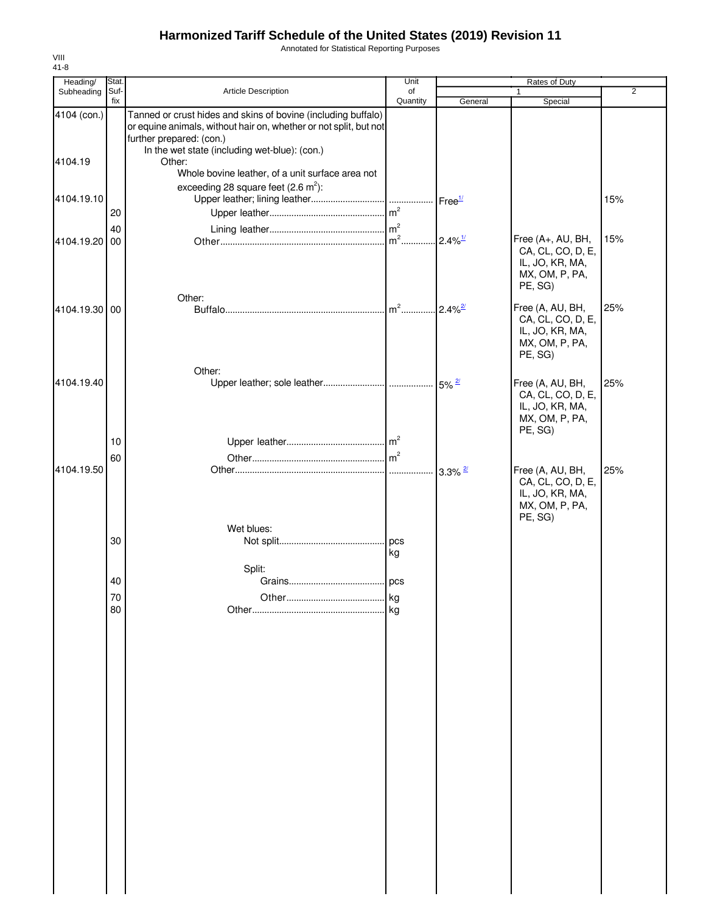# Harmonized Tariff Schedule of the United States (2019) Revision 11

Annotated for Statistical Reporting Purposes

VIII
41-8

| Heading/ Subheading | Stat. Suf- fix | Article Description | Unit of Quantity | Rates of Duty 1 General | Special | 2 |
|---|---|---|---|---|---|---|
| 4104 (con.) | | Tanned or crust hides and skins of bovine (including buffalo) or equine animals, without hair on, whether or not split, but not further prepared: (con.) | | | | |
| | | In the wet state (including wet-blue): (con.) | | | | |
| 4104.19 | | Other: | | | | |
| | | Whole bovine leather, of a unit surface area not exceeding 28 square feet (2.6 $m^2$): | | | | |
| 4104.19.10 | | Upper leather; lining leather | | Free[1/] | | 15% |
| | 20 | Upper leather | $m^2$ | | | |
| | 40 | Lining leather | $m^2$ | | | |
| 4104.19.20 | 00 | Other | $m^2$ | 2.4%[1/] | Free (A+, AU, BH, CA, CL, CO, D, E, IL, JO, KR, MA, MX, OM, P, PA, PE, SG) | 15% |
| | | Other: | | | | |
| 4104.19.30 | 00 | Buffalo | $m^2$ | 2.4%[2/] | Free (A, AU, BH, CA, CL, CO, D, E, IL, JO, KR, MA, MX, OM, P, PA, PE, SG) | 25% |
| | | Other: | | | | |
| 4104.19.40 | | Upper leather; sole leather | | 5%[2/] | Free (A, AU, BH, CA, CL, CO, D, E, IL, JO, KR, MA, MX, OM, P, PA, PE, SG) | 25% |
| | 10 | Upper leather | $m^2$ | | | |
| | 60 | Other | $m^2$ | | | |
| 4104.19.50 | | Other | | 3.3%[2/] | Free (A, AU, BH, CA, CL, CO, D, E, IL, JO, KR, MA, MX, OM, P, PA, PE, SG) | 25% |
| | | Wet blues: | | | | |
| | 30 | Not split | pcs kg | | | |
| | | Split: | | | | |
| | 40 | Grains | pcs | | | |
| | 70 | Other | kg | | | |
| | 80 | Other | kg | | | |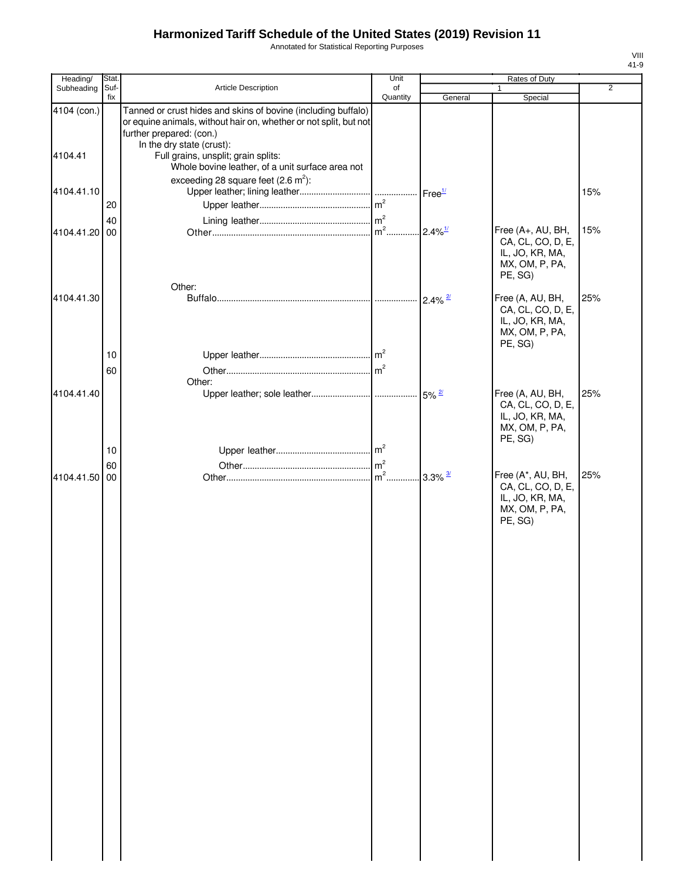# Harmonized Tariff Schedule of the United States (2019) Revision 11

Annotated for Statistical Reporting Purposes

VIII
41-9

| Heading/ Subheading | Stat. Suf-fix | Article Description | Unit of Quantity | Rates of Duty 1 General | Special | 2 |
|---|---|---|---|---|---|---|
| 4104 (con.) | | Tanned or crust hides and skins of bovine (including buffalo) or equine animals, without hair on, whether or not split, but not further prepared: (con.) | | | | |
| | | In the dry state (crust): | | | | |
| 4104.41 | | Full grains, unsplit; grain splits: | | | | |
| | | Whole bovine leather, of a unit surface area not exceeding 28 square feet (2.6 $m^2$): | | | | |
| 4104.41.10 | | Upper leather; lining leather | | Free[1/] | | 15% |
| | 20 | Upper leather | $m^2$ | | | |
| | 40 | Lining leather | $m^2$ | | | |
| 4104.41.20 | 00 | Other | $m^2$ | 2.4%[1/] | Free (A+, AU, BH, CA, CL, CO, D, E, IL, JO, KR, MA, MX, OM, P, PA, PE, SG) | 15% |
| | | Other: | | | | |
| 4104.41.30 | | Buffalo | | 2.4%[2/] | Free (A, AU, BH, CA, CL, CO, D, E, IL, JO, KR, MA, MX, OM, P, PA, PE, SG) | 25% |
| | 10 | Upper leather | $m^2$ | | | |
| | 60 | Other | $m^2$ | | | |
| | | Other: | | | | |
| 4104.41.40 | | Upper leather; sole leather | | 5%[2/] | Free (A, AU, BH, CA, CL, CO, D, E, IL, JO, KR, MA, MX, OM, P, PA, PE, SG) | 25% |
| | 10 | Upper leather | $m^2$ | | | |
| | 60 | Other | $m^2$ | | | |
| 4104.41.50 | 00 | Other | $m^2$ | 3.3%[3/] | Free (A*, AU, BH, CA, CL, CO, D, E, IL, JO, KR, MA, MX, OM, P, PA, PE, SG) | 25% |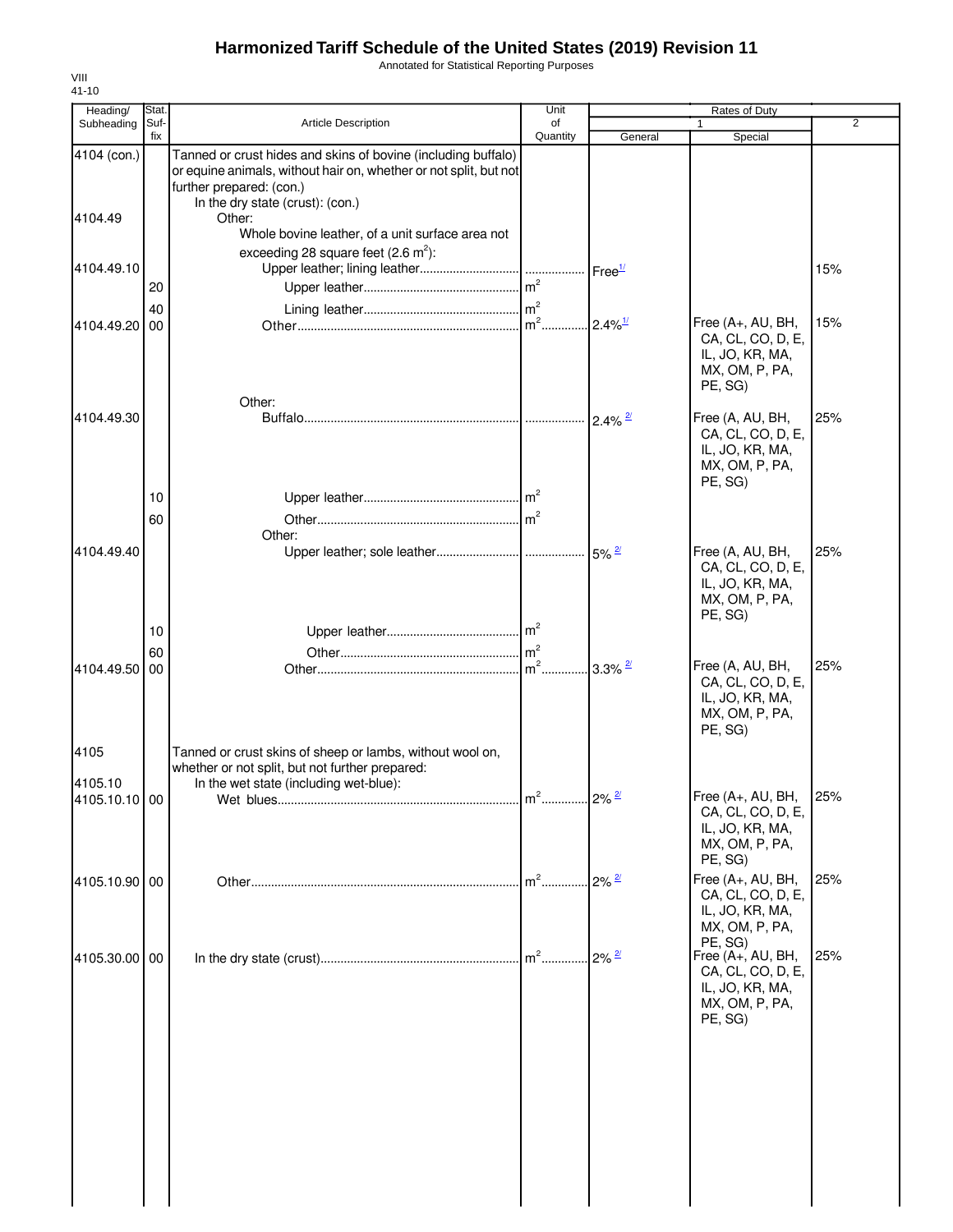# Harmonized Tariff Schedule of the United States (2019) Revision 11

Annotated for Statistical Reporting Purposes

VIII
41-10

| Heading/ Subheading | Stat. Suf- fix | Article Description | Unit of Quantity | Rates of Duty 1 General | Special | 2 |
|---|---|---|---|---|---|---|
| 4104 (con.) | | Tanned or crust hides and skins of bovine (including buffalo) or equine animals, without hair on, whether or not split, but not further prepared: (con.) | | | | |
| | | In the dry state (crust): (con.) | | | | |
| 4104.49 | | Other: | | | | |
| | | Whole bovine leather, of a unit surface area not exceeding 28 square feet (2.6 $m^2$): | | | | |
| 4104.49.10 | | Upper leather; lining leather | | Free[1/] | | 15% |
| | 20 | Upper leather | $m^2$ | | | |
| | 40 | Lining leather | $m^2$ | | | |
| 4104.49.20 | 00 | Other | $m^2$ | 2.4%[1/] | Free (A+, AU, BH, CA, CL, CO, D, E, IL, JO, KR, MA, MX, OM, P, PA, PE, SG) | 15% |
| | | Other: | | | | |
| 4104.49.30 | | Buffalo | | 2.4% [2/] | Free (A, AU, BH, CA, CL, CO, D, E, IL, JO, KR, MA, MX, OM, P, PA, PE, SG) | 25% |
| | 10 | Upper leather | $m^2$ | | | |
| | 60 | Other | $m^2$ | | | |
| | | Other: | | | | |
| 4104.49.40 | | Upper leather; sole leather | | 5% [2/] | Free (A, AU, BH, CA, CL, CO, D, E, IL, JO, KR, MA, MX, OM, P, PA, PE, SG) | 25% |
| | 10 | Upper leather | $m^2$ | | | |
| | 60 | Other | $m^2$ | | | |
| 4104.49.50 | 00 | Other | $m^2$ | 3.3% [2/] | Free (A, AU, BH, CA, CL, CO, D, E, IL, JO, KR, MA, MX, OM, P, PA, PE, SG) | 25% |
| 4105 | | Tanned or crust skins of sheep or lambs, without wool on, whether or not split, but not further prepared: | | | | |
| 4105.10 | | In the wet state (including wet-blue): | | | | |
| 4105.10.10 | 00 | Wet blues | $m^2$ | 2% [2/] | Free (A+, AU, BH, CA, CL, CO, D, E, IL, JO, KR, MA, MX, OM, P, PA, PE, SG) | 25% |
| 4105.10.90 | 00 | Other | $m^2$ | 2% [2/] | Free (A+, AU, BH, CA, CL, CO, D, E, IL, JO, KR, MA, MX, OM, P, PA, PE, SG) | 25% |
| 4105.30.00 | 00 | In the dry state (crust) | $m^2$ | 2% [2/] | Free (A+, AU, BH, CA, CL, CO, D, E, IL, JO, KR, MA, MX, OM, P, PA, PE, SG) | 25% |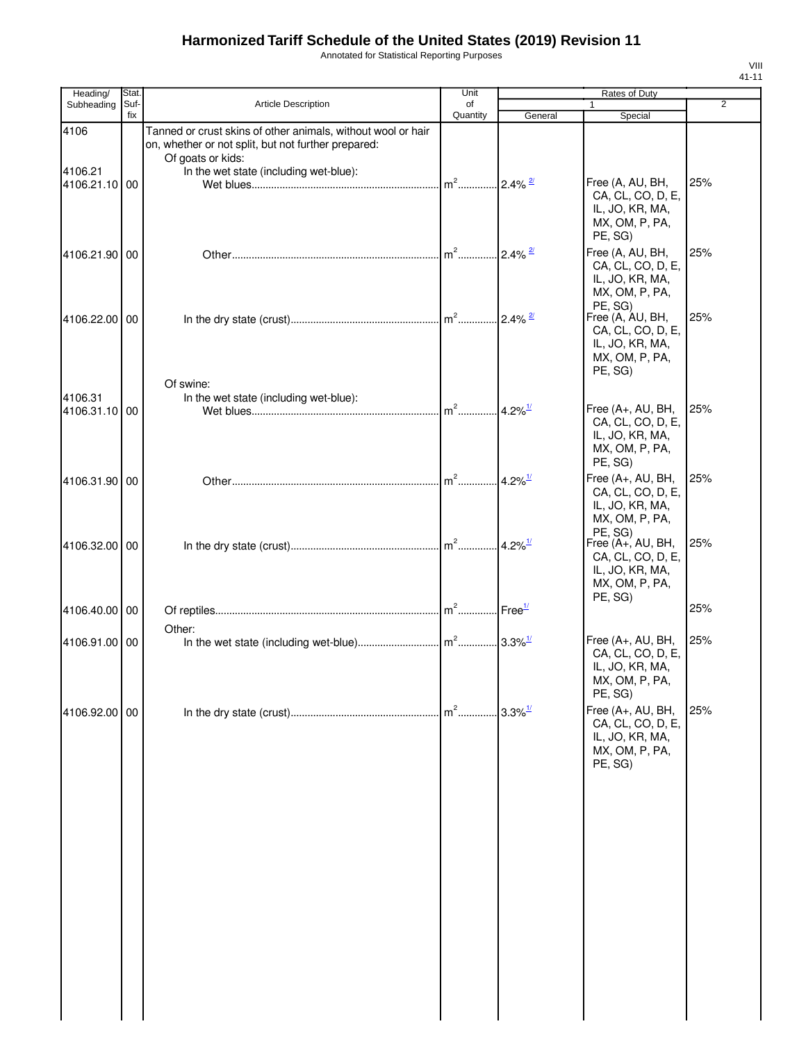# Harmonized Tariff Schedule of the United States (2019) Revision 11

Annotated for Statistical Reporting Purposes

VIII
41-11

| Heading/ Subheading | Stat. Suf- fix | Article Description | Unit of Quantity | Rates of Duty 1 General | Special | 2 |
|---|---|---|---|---|---|---|
| 4106 | | Tanned or crust skins of other animals, without wool or hair on, whether or not split, but not further prepared: | | | | |
| | | Of goats or kids: | | | | |
| 4106.21 | | In the wet state (including wet-blue): | | | | |
| 4106.21.10 | 00 | Wet blues | m² | 2.4% [2/] | Free (A, AU, BH, CA, CL, CO, D, E, IL, JO, KR, MA, MX, OM, P, PA, PE, SG) | 25% |
| 4106.21.90 | 00 | Other | m² | 2.4% [2/] | Free (A, AU, BH, CA, CL, CO, D, E, IL, JO, KR, MA, MX, OM, P, PA, PE, SG) | 25% |
| 4106.22.00 | 00 | In the dry state (crust) | m² | 2.4% [2/] | Free (A, AU, BH, CA, CL, CO, D, E, IL, JO, KR, MA, MX, OM, P, PA, PE, SG) | 25% |
| | | Of swine: | | | | |
| 4106.31 | | In the wet state (including wet-blue): | | | | |
| 4106.31.10 | 00 | Wet blues | m² | 4.2% [1/] | Free (A+, AU, BH, CA, CL, CO, D, E, IL, JO, KR, MA, MX, OM, P, PA, PE, SG) | 25% |
| 4106.31.90 | 00 | Other | m² | 4.2% [1/] | Free (A+, AU, BH, CA, CL, CO, D, E, IL, JO, KR, MA, MX, OM, P, PA, PE, SG) | 25% |
| 4106.32.00 | 00 | In the dry state (crust) | m² | 4.2% [1/] | Free (A+, AU, BH, CA, CL, CO, D, E, IL, JO, KR, MA, MX, OM, P, PA, PE, SG) | 25% |
| 4106.40.00 | 00 | Of reptiles | m² | Free [1/] | | 25% |
| | | Other: | | | | |
| 4106.91.00 | 00 | In the wet state (including wet-blue) | m² | 3.3% [1/] | Free (A+, AU, BH, CA, CL, CO, D, E, IL, JO, KR, MA, MX, OM, P, PA, PE, SG) | 25% |
| 4106.92.00 | 00 | In the dry state (crust) | m² | 3.3% [1/] | Free (A+, AU, BH, CA, CL, CO, D, E, IL, JO, KR, MA, MX, OM, P, PA, PE, SG) | 25% |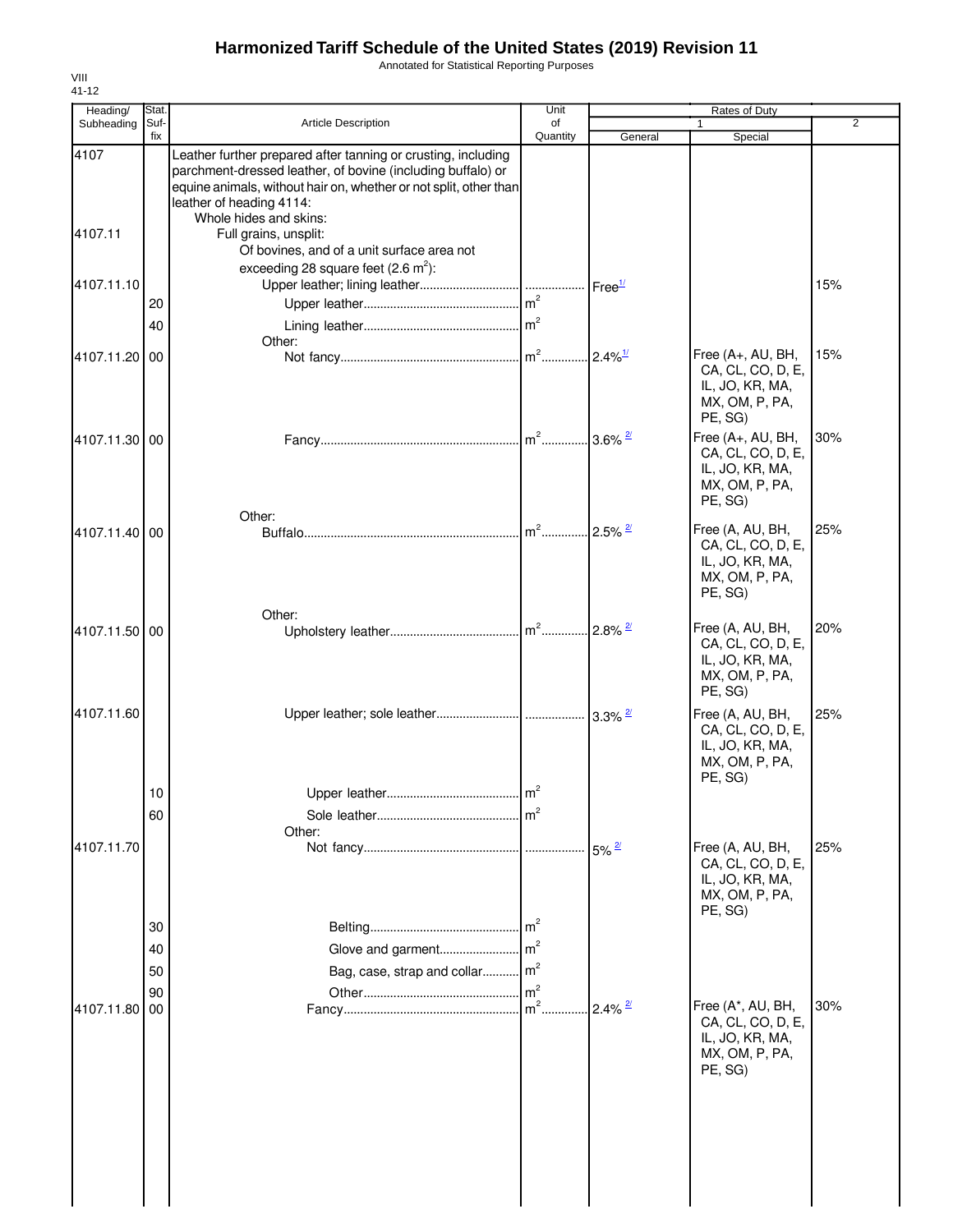# Harmonized Tariff Schedule of the United States (2019) Revision 11

Annotated for Statistical Reporting Purposes

VIII
41-12

| Heading/ Subheading | Stat. Suf- fix | Article Description | Unit of Quantity | Rates of Duty 1 General | Special | 2 |
|---|---|---|---|---|---|---|
| 4107 | | Leather further prepared after tanning or crusting, including parchment-dressed leather, of bovine (including buffalo) or equine animals, without hair on, whether or not split, other than leather of heading 4114: | | | | |
| | | Whole hides and skins: | | | | |
| 4107.11 | | Full grains, unsplit: | | | | |
| | | Of bovines, and of a unit surface area not exceeding 28 square feet (2.6 $m^2$): | | | | |
| 4107.11.10 | | Upper leather; lining leather | | Free[1/] | | 15% |
| | 20 | Upper leather | $m^2$ | | | |
| | 40 | Lining leather | $m^2$ | | | |
| | | Other: | | | | |
| 4107.11.20 | 00 | Not fancy | $m^2$ | 2.4%[1/] | Free (A+, AU, BH, CA, CL, CO, D, E, IL, JO, KR, MA, MX, OM, P, PA, PE, SG) | 15% |
| 4107.11.30 | 00 | Fancy | $m^2$ | 3.6% [2/] | Free (A+, AU, BH, CA, CL, CO, D, E, IL, JO, KR, MA, MX, OM, P, PA, PE, SG) | 30% |
| | | Other: | | | | |
| 4107.11.40 | 00 | Buffalo | $m^2$ | 2.5% [2/] | Free (A, AU, BH, CA, CL, CO, D, E, IL, JO, KR, MA, MX, OM, P, PA, PE, SG) | 25% |
| | | Other: | | | | |
| 4107.11.50 | 00 | Upholstery leather | $m^2$ | 2.8% [2/] | Free (A, AU, BH, CA, CL, CO, D, E, IL, JO, KR, MA, MX, OM, P, PA, PE, SG) | 20% |
| 4107.11.60 | | Upper leather; sole leather | | 3.3% [2/] | Free (A, AU, BH, CA, CL, CO, D, E, IL, JO, KR, MA, MX, OM, P, PA, PE, SG) | 25% |
| | 10 | Upper leather | $m^2$ | | | |
| | 60 | Sole leather | $m^2$ | | | |
| | | Other: | | | | |
| 4107.11.70 | | Not fancy | | 5% [2/] | Free (A, AU, BH, CA, CL, CO, D, E, IL, JO, KR, MA, MX, OM, P, PA, PE, SG) | 25% |
| | 30 | Belting | $m^2$ | | | |
| | 40 | Glove and garment | $m^2$ | | | |
| | 50 | Bag, case, strap and collar | $m^2$ | | | |
| | 90 | Other | $m^2$ | | | |
| 4107.11.80 | 00 | Fancy | $m^2$ | 2.4% [2/] | Free (A*, AU, BH, CA, CL, CO, D, E, IL, JO, KR, MA, MX, OM, P, PA, PE, SG) | 30% |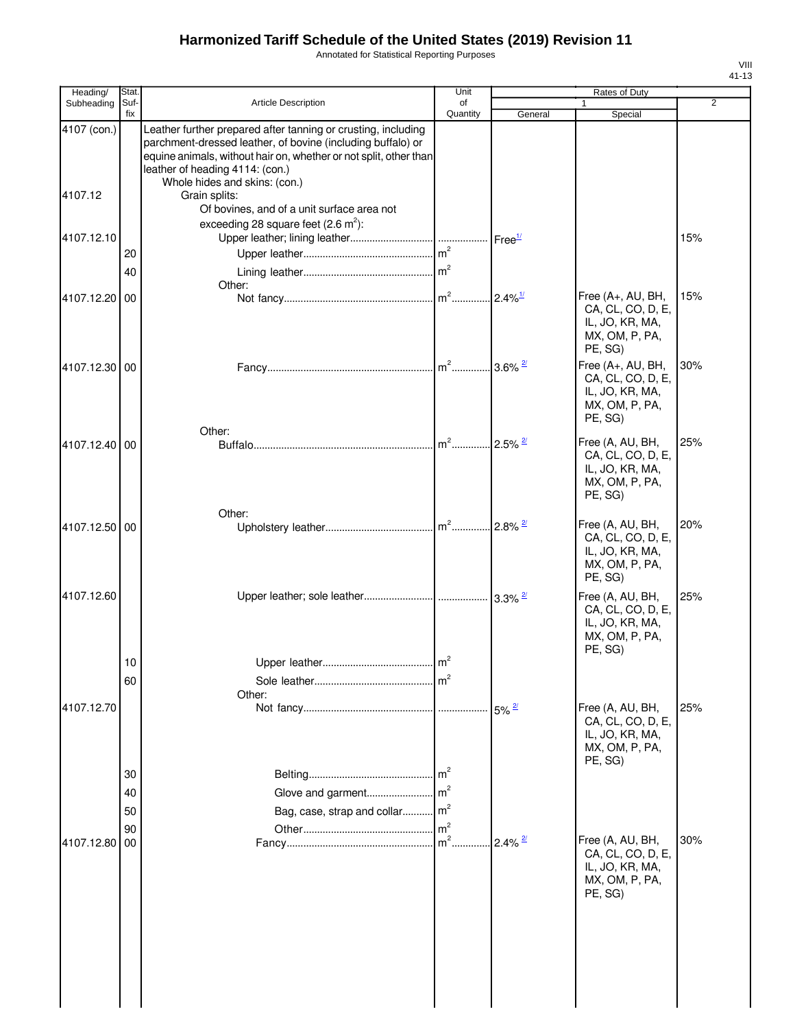# Harmonized Tariff Schedule of the United States (2019) Revision 11

Annotated for Statistical Reporting Purposes

| Heading/ Subheading | Stat. Suf- fix | Article Description | Unit of Quantity | Rates of Duty 1 General | Special | 2 |
|---|---|---|---|---|---|---|
| 4107 (con.) | | Leather further prepared after tanning or crusting, including parchment-dressed leather, of bovine (including buffalo) or equine animals, without hair on, whether or not split, other than leather of heading 4114: (con.) | | | | |
| | | Whole hides and skins: (con.) | | | | |
| 4107.12 | | Grain splits: | | | | |
| | | Of bovines, and of a unit surface area not exceeding 28 square feet (2.6 $m^2$): | | | | |
| 4107.12.10 | | Upper leather; lining leather | | Free[1/] | | 15% |
| | 20 | Upper leather | $m^2$ | | | |
| | 40 | Lining leather | $m^2$ | | | |
| | | Other: | | | | |
| 4107.12.20 | 00 | Not fancy | $m^2$ | 2.4%[1/] | Free (A+, AU, BH, CA, CL, CO, D, E, IL, JO, KR, MA, MX, OM, P, PA, PE, SG) | 15% |
| 4107.12.30 | 00 | Fancy | $m^2$ | 3.6% [2/] | Free (A+, AU, BH, CA, CL, CO, D, E, IL, JO, KR, MA, MX, OM, P, PA, PE, SG) | 30% |
| | | Other: | | | | |
| 4107.12.40 | 00 | Buffalo | $m^2$ | 2.5% [2/] | Free (A, AU, BH, CA, CL, CO, D, E, IL, JO, KR, MA, MX, OM, P, PA, PE, SG) | 25% |
| | | Other: | | | | |
| 4107.12.50 | 00 | Upholstery leather | $m^2$ | 2.8% [2/] | Free (A, AU, BH, CA, CL, CO, D, E, IL, JO, KR, MA, MX, OM, P, PA, PE, SG) | 20% |
| 4107.12.60 | | Upper leather; sole leather | | 3.3% [2/] | Free (A, AU, BH, CA, CL, CO, D, E, IL, JO, KR, MA, MX, OM, P, PA, PE, SG) | 25% |
| | 10 | Upper leather | $m^2$ | | | |
| | 60 | Sole leather | $m^2$ | | | |
| | | Other: | | | | |
| 4107.12.70 | | Not fancy | | 5% [2/] | Free (A, AU, BH, CA, CL, CO, D, E, IL, JO, KR, MA, MX, OM, P, PA, PE, SG) | 25% |
| | 30 | Belting | $m^2$ | | | |
| | 40 | Glove and garment | $m^2$ | | | |
| | 50 | Bag, case, strap and collar | $m^2$ | | | |
| | 90 | Other | $m^2$ | | | |
| 4107.12.80 | 00 | Fancy | $m^2$ | 2.4% [2/] | Free (A, AU, BH, CA, CL, CO, D, E, IL, JO, KR, MA, MX, OM, P, PA, PE, SG) | 30% |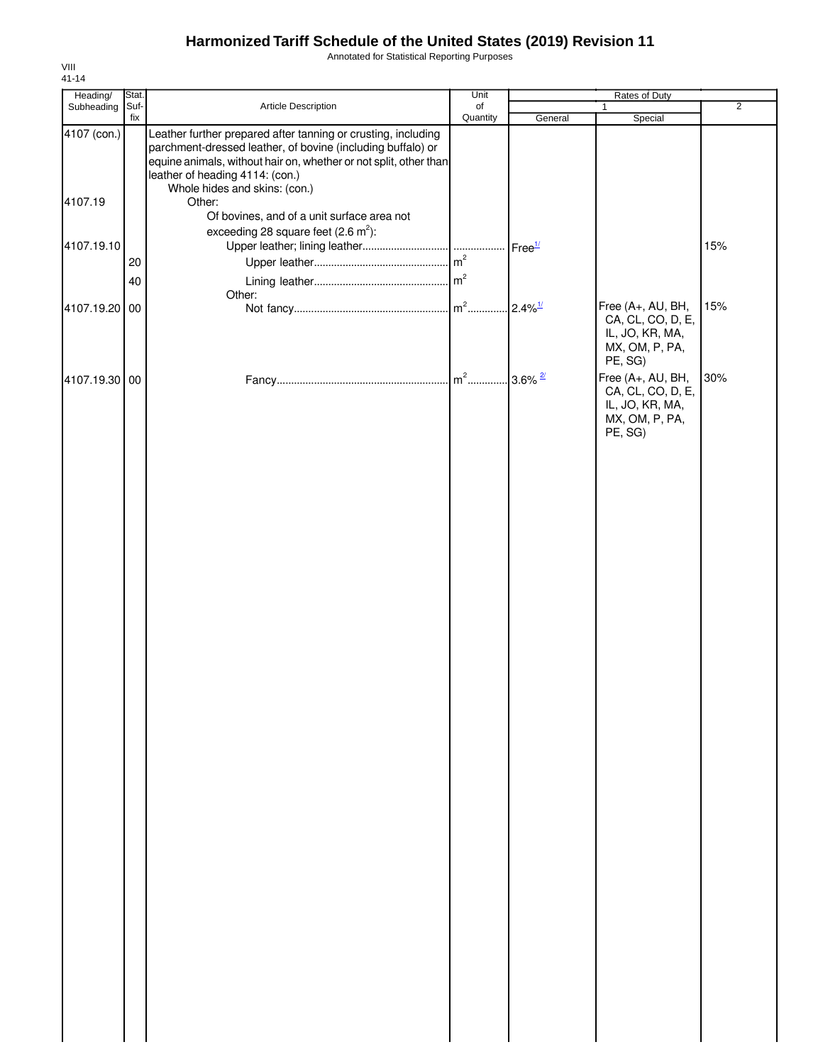# Harmonized Tariff Schedule of the United States (2019) Revision 11

Annotated for Statistical Reporting Purposes

VIII
41-14

| Heading/ Subheading | Stat. Suf-fix | Article Description | Unit of Quantity | Rates of Duty 1 General | Special | 2 |
|---|---|---|---|---|---|---|
| 4107 (con.) | | Leather further prepared after tanning or crusting, including parchment-dressed leather, of bovine (including buffalo) or equine animals, without hair on, whether or not split, other than leather of heading 4114: (con.) | | | | |
| | | Whole hides and skins: (con.) | | | | |
| 4107.19 | | Other: | | | | |
| | | Of bovines, and of a unit surface area not exceeding 28 square feet (2.6 $m^2$): | | | | |
| 4107.19.10 | | Upper leather; lining leather | | Free[1/] | | 15% |
| | 20 | Upper leather | $m^2$ | | | |
| | 40 | Lining leather | $m^2$ | | | |
| | | Other: | | | | |
| 4107.19.20 | 00 | Not fancy | $m^2$ | 2.4%[1/] | Free (A+, AU, BH, CA, CL, CO, D, E, IL, JO, KR, MA, MX, OM, P, PA, PE, SG) | 15% |
| 4107.19.30 | 00 | Fancy | $m^2$ | 3.6%[2/] | Free (A+, AU, BH, CA, CL, CO, D, E, IL, JO, KR, MA, MX, OM, P, PA, PE, SG) | 30% |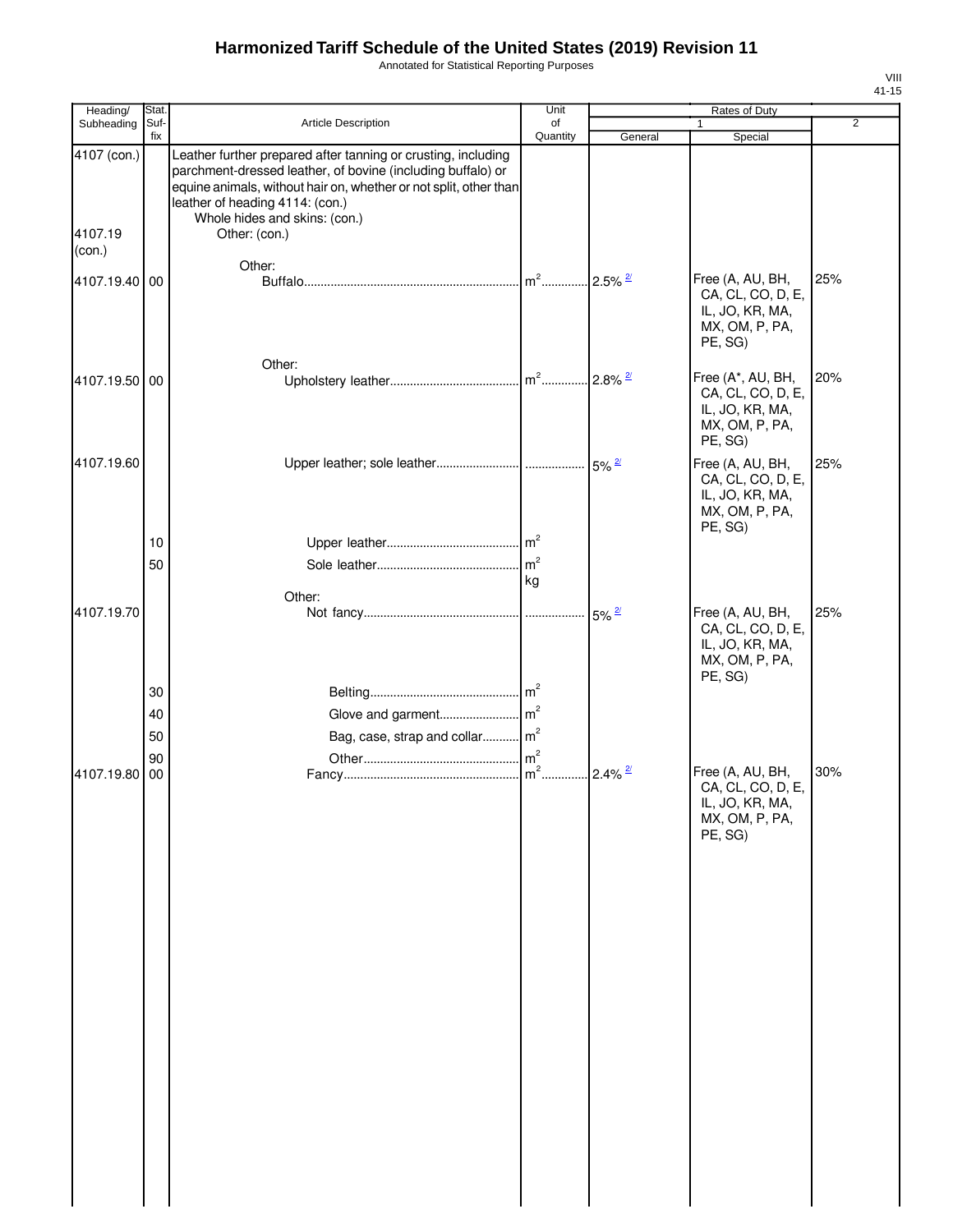# Harmonized Tariff Schedule of the United States (2019) Revision 11

Annotated for Statistical Reporting Purposes

VIII
41-15

| Heading/ Subheading | Stat. Suf- fix | Article Description | Unit of Quantity | Rates of Duty 1 General | Special | 2 |
|---|---|---|---|---|---|---|
| 4107 (con.) | | Leather further prepared after tanning or crusting, including parchment-dressed leather, of bovine (including buffalo) or equine animals, without hair on, whether or not split, other than leather of heading 4114: (con.) | | | | |
| | | Whole hides and skins: (con.) | | | | |
| 4107.19 (con.) | | Other: (con.) | | | | |
| | | Other: | | | | |
| 4107.19.40 | 00 | Buffalo | m² | 2.5% 2/ | Free (A, AU, BH, CA, CL, CO, D, E, IL, JO, KR, MA, MX, OM, P, PA, PE, SG) | 25% |
| | | Other: | | | | |
| 4107.19.50 | 00 | Upholstery leather | m² | 2.8% 2/ | Free (A*, AU, BH, CA, CL, CO, D, E, IL, JO, KR, MA, MX, OM, P, PA, PE, SG) | 20% |
| 4107.19.60 | | Upper leather; sole leather | | 5% 2/ | Free (A, AU, BH, CA, CL, CO, D, E, IL, JO, KR, MA, MX, OM, P, PA, PE, SG) | 25% |
| | 10 | Upper leather | m² | | | |
| | 50 | Sole leather | m² kg | | | |
| | | Other: | | | | |
| 4107.19.70 | | Not fancy | | 5% 2/ | Free (A, AU, BH, CA, CL, CO, D, E, IL, JO, KR, MA, MX, OM, P, PA, PE, SG) | 25% |
| | 30 | Belting | m² | | | |
| | 40 | Glove and garment | m² | | | |
| | 50 | Bag, case, strap and collar | m² | | | |
| | 90 | Other | m² | | | |
| 4107.19.80 | 00 | Fancy | m² | 2.4% 2/ | Free (A, AU, BH, CA, CL, CO, D, E, IL, JO, KR, MA, MX, OM, P, PA, PE, SG) | 30% |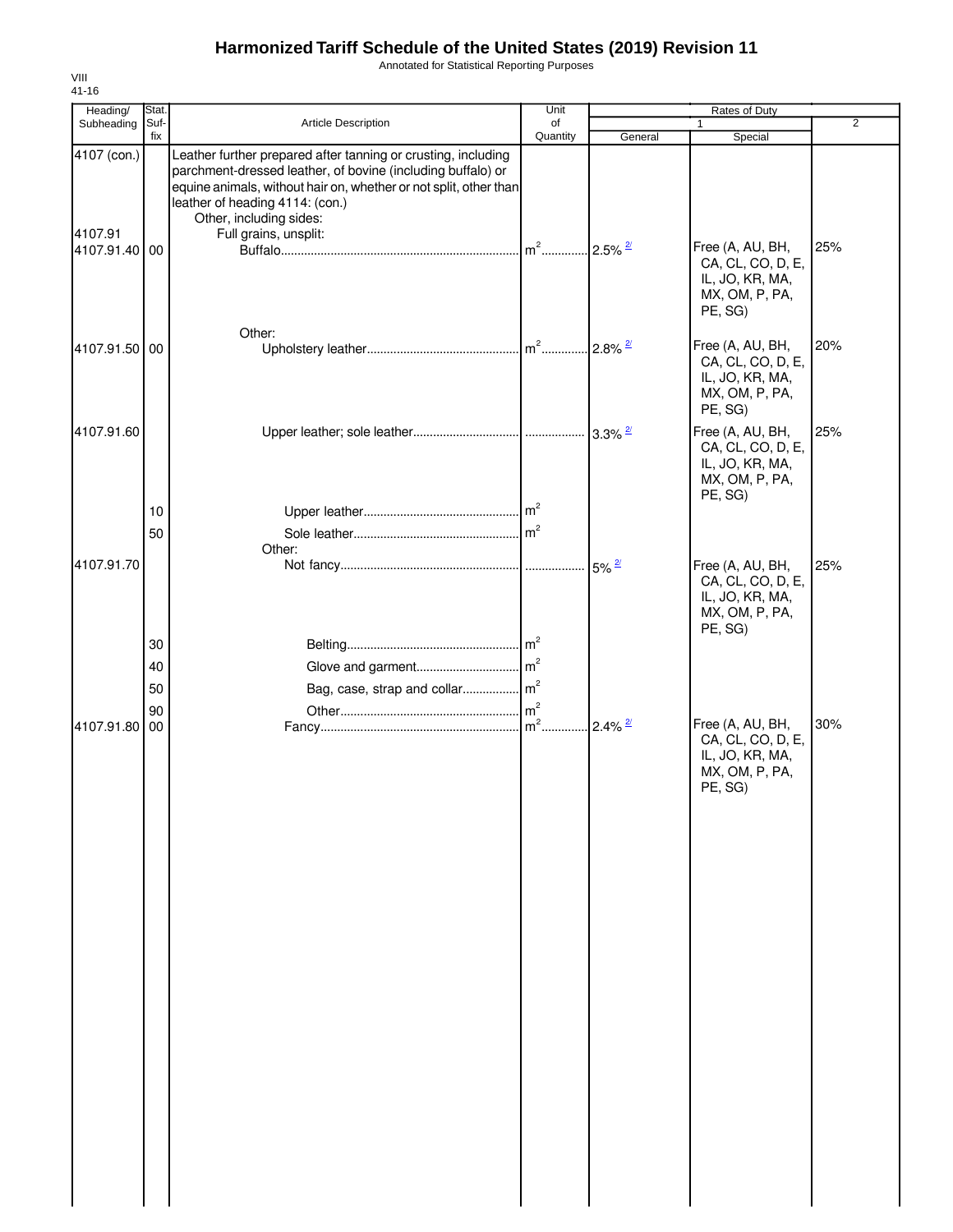# Harmonized Tariff Schedule of the United States (2019) Revision 11

Annotated for Statistical Reporting Purposes

VIII
41-16

| Heading/ Subheading | Stat. Suf- fix | Article Description | Unit of Quantity | Rates of Duty 1 General | Rates of Duty 1 Special | Rates of Duty 2 |
|---|---|---|---|---|---|---|
| 4107 (con.) | | Leather further prepared after tanning or crusting, including parchment-dressed leather, of bovine (including buffalo) or equine animals, without hair on, whether or not split, other than leather of heading 4114: (con.) | | | | |
| | | Other, including sides: | | | | |
| 4107.91 | | Full grains, unsplit: | | | | |
| 4107.91.40 | 00 | Buffalo | $m^2$ | 2.5% [2/] | Free (A, AU, BH, CA, CL, CO, D, E, IL, JO, KR, MA, MX, OM, P, PA, PE, SG) | 25% |
| | | Other: | | | | |
| 4107.91.50 | 00 | Upholstery leather | $m^2$ | 2.8% [2/] | Free (A, AU, BH, CA, CL, CO, D, E, IL, JO, KR, MA, MX, OM, P, PA, PE, SG) | 20% |
| 4107.91.60 | | Upper leather; sole leather | | 3.3% [2/] | Free (A, AU, BH, CA, CL, CO, D, E, IL, JO, KR, MA, MX, OM, P, PA, PE, SG) | 25% |
| | 10 | Upper leather | $m^2$ | | | |
| | 50 | Sole leather | $m^2$ | | | |
| | | Other: | | | | |
| 4107.91.70 | | Not fancy | | 5% [2/] | Free (A, AU, BH, CA, CL, CO, D, E, IL, JO, KR, MA, MX, OM, P, PA, PE, SG) | 25% |
| | 30 | Belting | $m^2$ | | | |
| | 40 | Glove and garment | $m^2$ | | | |
| | 50 | Bag, case, strap and collar | $m^2$ | | | |
| | 90 | Other | $m^2$ | | | |
| 4107.91.80 | 00 | Fancy | $m^2$ | 2.4% [2/] | Free (A, AU, BH, CA, CL, CO, D, E, IL, JO, KR, MA, MX, OM, P, PA, PE, SG) | 30% |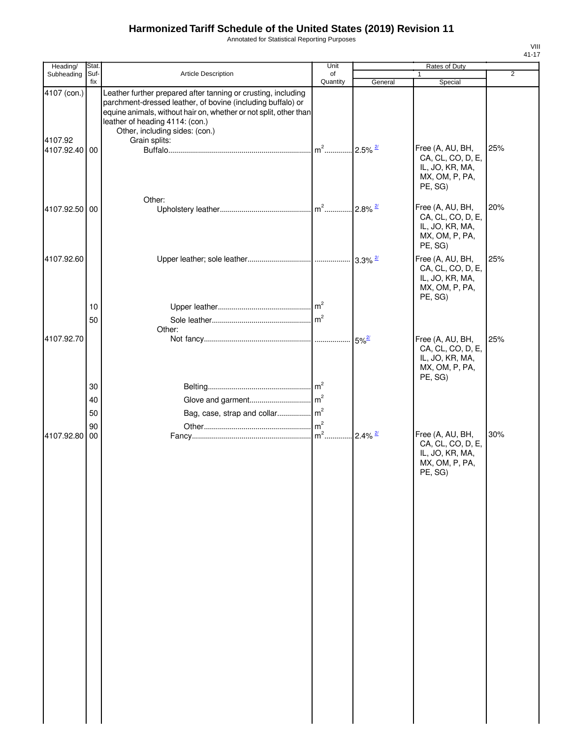# Harmonized Tariff Schedule of the United States (2019) Revision 11

Annotated for Statistical Reporting Purposes

VIII
41-17

| Heading/ Subheading | Stat. Suf- fix | Article Description | Unit of Quantity | Rates of Duty 1 General | Special | 2 |
|---|---|---|---|---|---|---|
| 4107 (con.) | | Leather further prepared after tanning or crusting, including parchment-dressed leather, of bovine (including buffalo) or equine animals, without hair on, whether or not split, other than leather of heading 4114: (con.) | | | | |
| | | Other, including sides: (con.) | | | | |
| 4107.92 | | Grain splits: | | | | |
| 4107.92.40 | 00 | Buffalo | m² | 2.5% [2/] | Free (A, AU, BH, CA, CL, CO, D, E, IL, JO, KR, MA, MX, OM, P, PA, PE, SG) | 25% |
| | | Other: | | | | |
| 4107.92.50 | 00 | Upholstery leather | m² | 2.8% [2/] | Free (A, AU, BH, CA, CL, CO, D, E, IL, JO, KR, MA, MX, OM, P, PA, PE, SG) | 20% |
| 4107.92.60 | | Upper leather; sole leather | | 3.3% [2/] | Free (A, AU, BH, CA, CL, CO, D, E, IL, JO, KR, MA, MX, OM, P, PA, PE, SG) | 25% |
| | 10 | Upper leather | m² | | | |
| | 50 | Sole leather | m² | | | |
| | | Other: | | | | |
| 4107.92.70 | | Not fancy | | 5% [2/] | Free (A, AU, BH, CA, CL, CO, D, E, IL, JO, KR, MA, MX, OM, P, PA, PE, SG) | 25% |
| | 30 | Belting | m² | | | |
| | 40 | Glove and garment | m² | | | |
| | 50 | Bag, case, strap and collar | m² | | | |
| | 90 | Other | m² | | | |
| 4107.92.80 | 00 | Fancy | m² | 2.4% [2/] | Free (A, AU, BH, CA, CL, CO, D, E, IL, JO, KR, MA, MX, OM, P, PA, PE, SG) | 30% |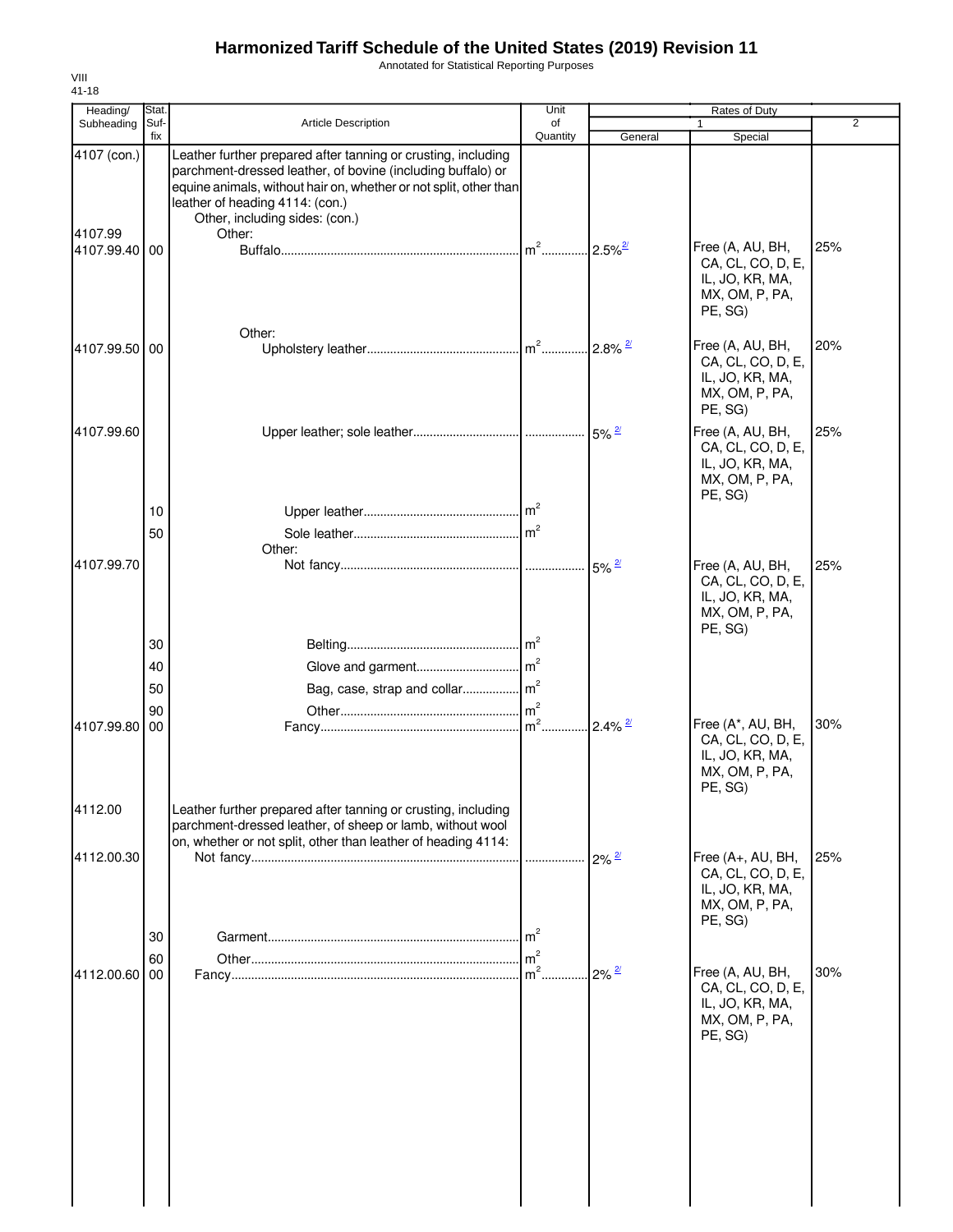# Harmonized Tariff Schedule of the United States (2019) Revision 11

Annotated for Statistical Reporting Purposes

VIII
41-18

| Heading/ Subheading | Stat. Suf- fix | Article Description | Unit of Quantity | Rates of Duty 1 General | Special | 2 |
|---|---|---|---|---|---|---|
| 4107 (con.) | | Leather further prepared after tanning or crusting, including parchment-dressed leather, of bovine (including buffalo) or equine animals, without hair on, whether or not split, other than leather of heading 4114: (con.) | | | | |
| | | Other, including sides: (con.) | | | | |
| 4107.99 | | Other: | | | | |
| 4107.99.40 | 00 | Buffalo | m² | 2.5% 2/ | Free (A, AU, BH, CA, CL, CO, D, E, IL, JO, KR, MA, MX, OM, P, PA, PE, SG) | 25% |
| | | Other: | | | | |
| 4107.99.50 | 00 | Upholstery leather | m² | 2.8% 2/ | Free (A, AU, BH, CA, CL, CO, D, E, IL, JO, KR, MA, MX, OM, P, PA, PE, SG) | 20% |
| 4107.99.60 | | Upper leather; sole leather | | 5% 2/ | Free (A, AU, BH, CA, CL, CO, D, E, IL, JO, KR, MA, MX, OM, P, PA, PE, SG) | 25% |
| | 10 | Upper leather | m² | | | |
| | 50 | Sole leather | m² | | | |
| | | Other: | | | | |
| 4107.99.70 | | Not fancy | | 5% 2/ | Free (A, AU, BH, CA, CL, CO, D, E, IL, JO, KR, MA, MX, OM, P, PA, PE, SG) | 25% |
| | 30 | Belting | m² | | | |
| | 40 | Glove and garment | m² | | | |
| | 50 | Bag, case, strap and collar | m² | | | |
| | 90 | Other | m² | | | |
| 4107.99.80 | 00 | Fancy | m² | 2.4% 2/ | Free (A*, AU, BH, CA, CL, CO, D, E, IL, JO, KR, MA, MX, OM, P, PA, PE, SG) | 30% |
| 4112.00 | | Leather further prepared after tanning or crusting, including parchment-dressed leather, of sheep or lamb, without wool on, whether or not split, other than leather of heading 4114: | | | | |
| 4112.00.30 | | Not fancy | | 2% 2/ | Free (A+, AU, BH, CA, CL, CO, D, E, IL, JO, KR, MA, MX, OM, P, PA, PE, SG) | 25% |
| | 30 | Garment | m² | | | |
| | 60 | Other | m² | | | |
| 4112.00.60 | 00 | Fancy | m² | 2% 2/ | Free (A, AU, BH, CA, CL, CO, D, E, IL, JO, KR, MA, MX, OM, P, PA, PE, SG) | 30% |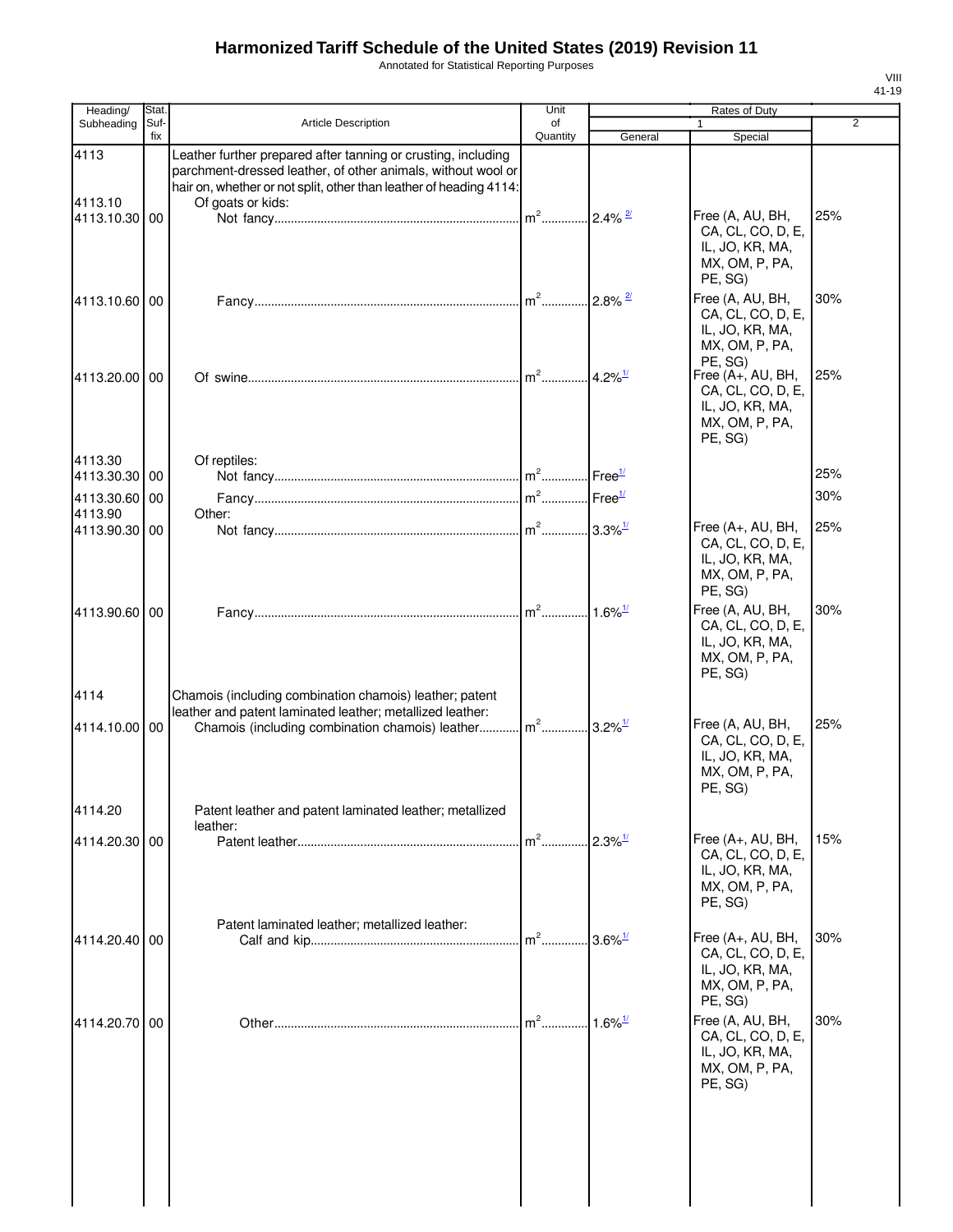# Harmonized Tariff Schedule of the United States (2019) Revision 11

Annotated for Statistical Reporting Purposes

VIII
41-19

| Heading/ Subheading | Stat. Suf- fix | Article Description | Unit of Quantity | Rates of Duty 1 General | Special | 2 |
|---|---|---|---|---|---|---|
| 4113 | | Leather further prepared after tanning or crusting, including parchment-dressed leather, of other animals, without wool or hair on, whether or not split, other than leather of heading 4114: | | | | |
| 4113.10 | | Of goats or kids: | | | | |
| 4113.10.30 | 00 | Not fancy | m² | 2.4% [2/] | Free (A, AU, BH, CA, CL, CO, D, E, IL, JO, KR, MA, MX, OM, P, PA, PE, SG) | 25% |
| 4113.10.60 | 00 | Fancy | m² | 2.8% [2/] | Free (A, AU, BH, CA, CL, CO, D, E, IL, JO, KR, MA, MX, OM, P, PA, PE, SG) | 30% |
| 4113.20.00 | 00 | Of swine | m² | 4.2% [1/] | Free (A+, AU, BH, CA, CL, CO, D, E, IL, JO, KR, MA, MX, OM, P, PA, PE, SG) | 25% |
| 4113.30 | | Of reptiles: | | | | |
| 4113.30.30 | 00 | Not fancy | m² | Free [1/] | | 25% |
| 4113.30.60 | 00 | Fancy | m² | Free [1/] | | 30% |
| 4113.90 | | Other: | | | | |
| 4113.90.30 | 00 | Not fancy | m² | 3.3% [1/] | Free (A+, AU, BH, CA, CL, CO, D, E, IL, JO, KR, MA, MX, OM, P, PA, PE, SG) | 25% |
| 4113.90.60 | 00 | Fancy | m² | 1.6% [1/] | Free (A, AU, BH, CA, CL, CO, D, E, IL, JO, KR, MA, MX, OM, P, PA, PE, SG) | 30% |
| 4114 | | Chamois (including combination chamois) leather; patent leather and patent laminated leather; metallized leather: | | | | |
| 4114.10.00 | 00 | Chamois (including combination chamois) leather | m² | 3.2% [1/] | Free (A, AU, BH, CA, CL, CO, D, E, IL, JO, KR, MA, MX, OM, P, PA, PE, SG) | 25% |
| 4114.20 | | Patent leather and patent laminated leather; metallized leather: | | | | |
| 4114.20.30 | 00 | Patent leather | m² | 2.3% [1/] | Free (A+, AU, BH, CA, CL, CO, D, E, IL, JO, KR, MA, MX, OM, P, PA, PE, SG) | 15% |
| | | Patent laminated leather; metallized leather: | | | | |
| 4114.20.40 | 00 | Calf and kip | m² | 3.6% [1/] | Free (A+, AU, BH, CA, CL, CO, D, E, IL, JO, KR, MA, MX, OM, P, PA, PE, SG) | 30% |
| 4114.20.70 | 00 | Other | m² | 1.6% [1/] | Free (A, AU, BH, CA, CL, CO, D, E, IL, JO, KR, MA, MX, OM, P, PA, PE, SG) | 30% |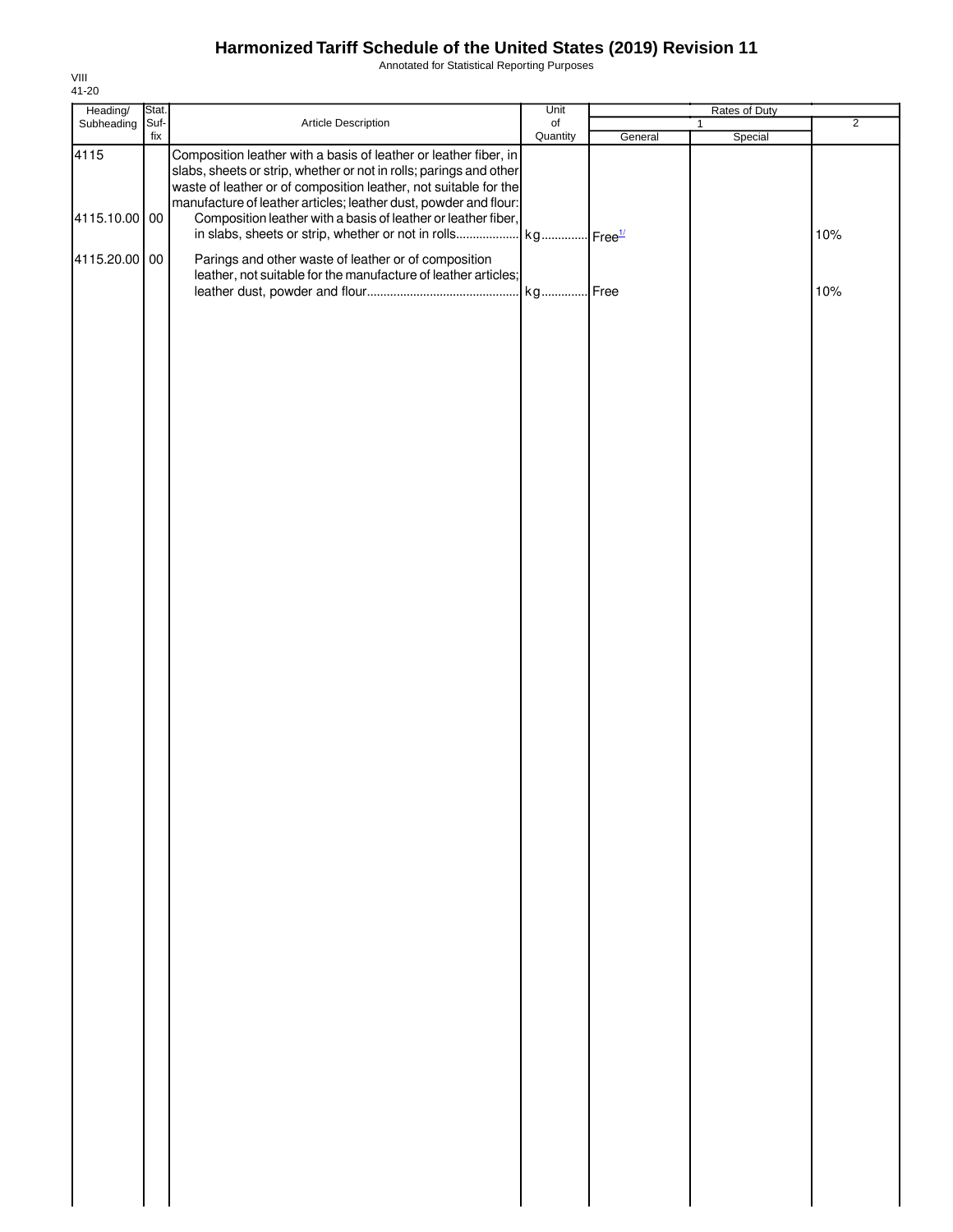# Harmonized Tariff Schedule of the United States (2019) Revision 11

Annotated for Statistical Reporting Purposes

VIII
41-20

| Heading/ Subheading | Stat. Suf- fix | Article Description | Unit of Quantity | Rates of Duty | | |
|---|---|---|---|---|---|---|
| | | | | 1 | | 2 |
| | | | | General | Special | |
| 4115 | | Composition leather with a basis of leather or leather fiber, in slabs, sheets or strip, whether or not in rolls; parings and other waste of leather or of composition leather, not suitable for the manufacture of leather articles; leather dust, powder and flour: | | | | |
| 4115.10.00 | 00 | Composition leather with a basis of leather or leather fiber, in slabs, sheets or strip, whether or not in rolls | kg | Free[1/] | | 10% |
| 4115.20.00 | 00 | Parings and other waste of leather or of composition leather, not suitable for the manufacture of leather articles; leather dust, powder and flour | kg | Free | | 10% |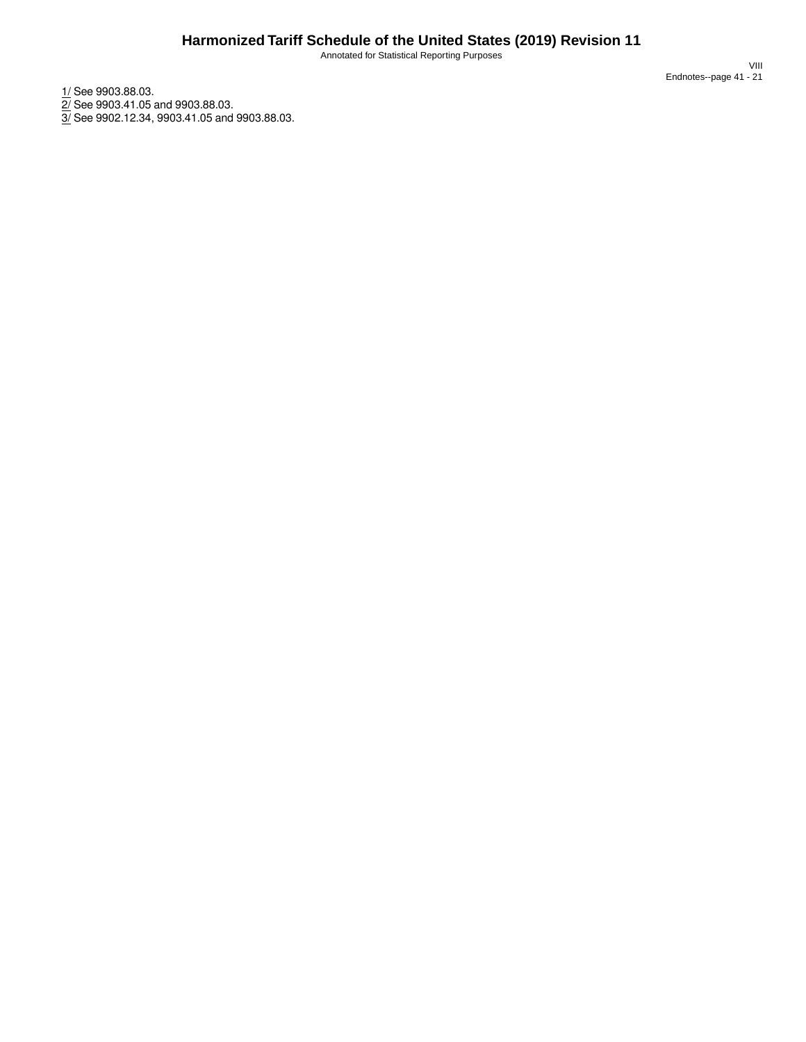1/ See 9903.88.03.
2/ See 9903.41.05 and 9903.88.03.
3/ See 9902.12.34, 9903.41.05 and 9903.88.03.